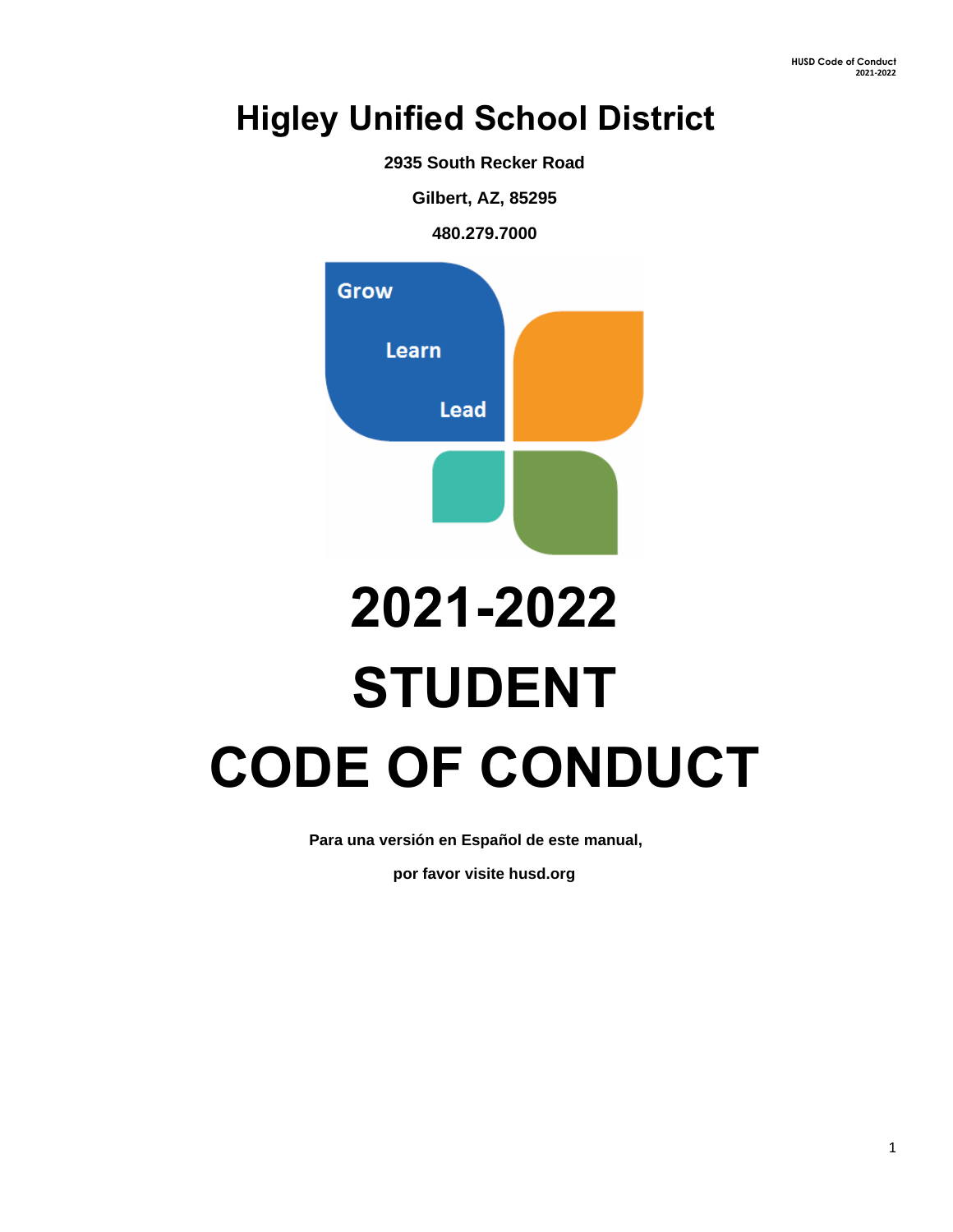# Higley Unified School District

**2935 South Recker Road**

**Gilbert, AZ, 85295**

**480.279.7000**

Grow

Learn

Lead

# 2021-2022

# STUDENT

# CODE OF CONDUCT

**Para una versión en Español de este manual,**

**por favor visite husd.org**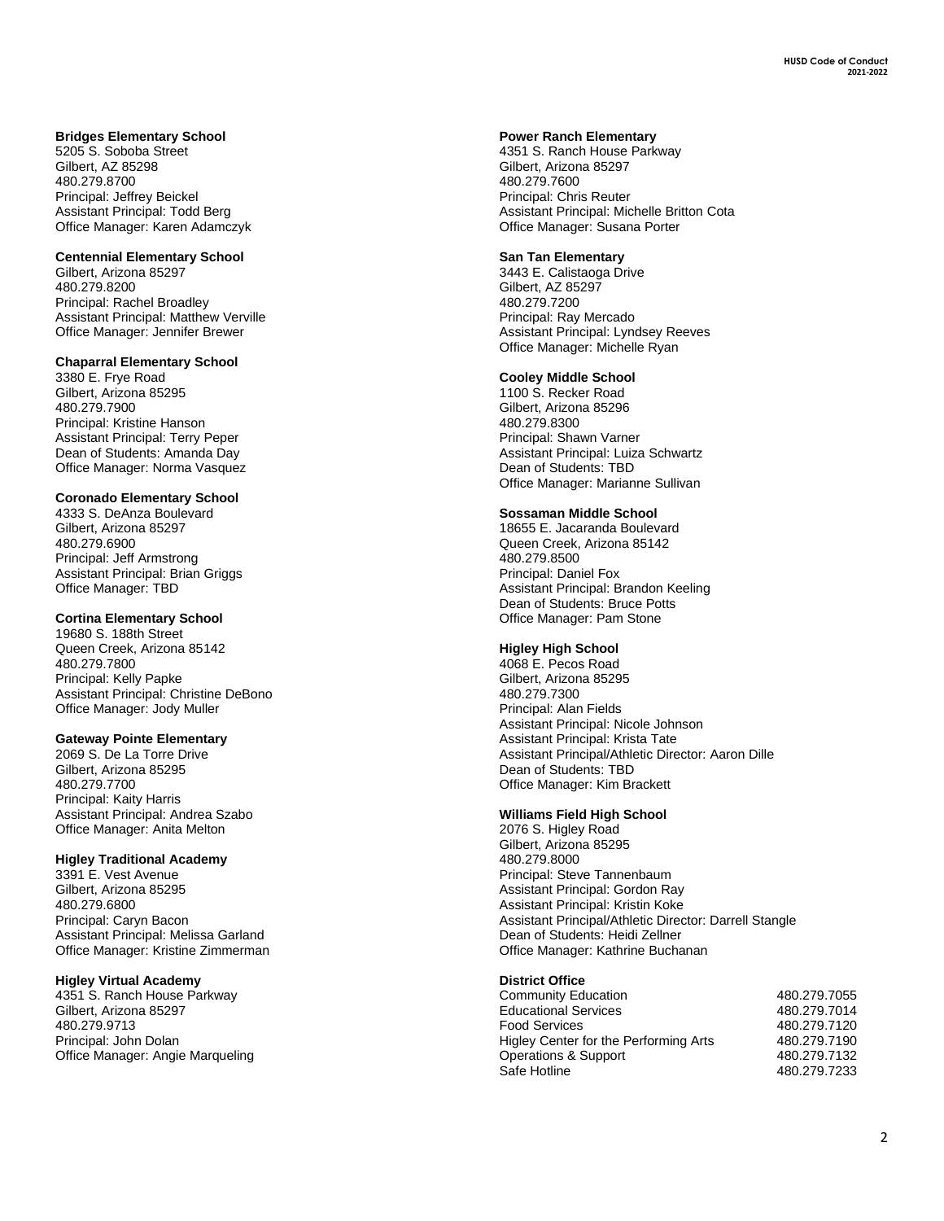**Bridges Elementary School**
5205 S. Soboba Street
Gilbert, AZ 85298
480.279.8700
Principal: Jeffrey Beickel
Assistant Principal: Todd Berg
Office Manager: Karen Adamczyk

**Centennial Elementary School**
Gilbert, Arizona 85297
480.279.8200
Principal: Rachel Broadley
Assistant Principal: Matthew Verville
Office Manager: Jennifer Brewer

**Chaparral Elementary School**
3380 E. Frye Road
Gilbert, Arizona 85295
480.279.7900
Principal: Kristine Hanson
Assistant Principal: Terry Peper
Dean of Students: Amanda Day
Office Manager: Norma Vasquez

**Coronado Elementary School**
4333 S. DeAnza Boulevard
Gilbert, Arizona 85297
480.279.6900
Principal: Jeff Armstrong
Assistant Principal: Brian Griggs
Office Manager: TBD

**Cortina Elementary School**
19680 S. 188th Street
Queen Creek, Arizona 85142
480.279.7800
Principal: Kelly Papke
Assistant Principal: Christine DeBono
Office Manager: Jody Muller

**Gateway Pointe Elementary**
2069 S. De La Torre Drive
Gilbert, Arizona 85295
480.279.7700
Principal: Kaity Harris
Assistant Principal: Andrea Szabo
Office Manager: Anita Melton

**Higley Traditional Academy**
3391 E. Vest Avenue
Gilbert, Arizona 85295
480.279.6800
Principal: Caryn Bacon
Assistant Principal: Melissa Garland
Office Manager: Kristine Zimmerman

**Higley Virtual Academy**
4351 S. Ranch House Parkway
Gilbert, Arizona 85297
480.279.9713
Principal: John Dolan
Office Manager: Angie Marqueling

**Power Ranch Elementary**
4351 S. Ranch House Parkway
Gilbert, Arizona 85297
480.279.7600
Principal: Chris Reuter
Assistant Principal: Michelle Britton Cota
Office Manager: Susana Porter

**San Tan Elementary**
3443 E. Calistaoga Drive
Gilbert, AZ 85297
480.279.7200
Principal: Ray Mercado
Assistant Principal: Lyndsey Reeves
Office Manager: Michelle Ryan

**Cooley Middle School**
1100 S. Recker Road
Gilbert, Arizona 85296
480.279.8300
Principal: Shawn Varner
Assistant Principal: Luiza Schwartz
Dean of Students: TBD
Office Manager: Marianne Sullivan

**Sossaman Middle School**
18655 E. Jacaranda Boulevard
Queen Creek, Arizona 85142
480.279.8500
Principal: Daniel Fox
Assistant Principal: Brandon Keeling
Dean of Students: Bruce Potts
Office Manager: Pam Stone

**Higley High School**
4068 E. Pecos Road
Gilbert, Arizona 85295
480.279.7300
Principal: Alan Fields
Assistant Principal: Nicole Johnson
Assistant Principal: Krista Tate
Assistant Principal/Athletic Director: Aaron Dille
Dean of Students: TBD
Office Manager: Kim Brackett

**Williams Field High School**
2076 S. Higley Road
Gilbert, Arizona 85295
480.279.8000
Principal: Steve Tannenbaum
Assistant Principal: Gordon Ray
Assistant Principal: Kristin Koke
Assistant Principal/Athletic Director: Darrell Stangle
Dean of Students: Heidi Zellner
Office Manager: Kathrine Buchanan

**District Office**

| | |
|---|---|
| Community Education | 480.279.7055 |
| Educational Services | 480.279.7014 |
| Food Services | 480.279.7120 |
| Higley Center for the Performing Arts | 480.279.7190 |
| Operations & Support | 480.279.7132 |
| Safe Hotline | 480.279.7233 |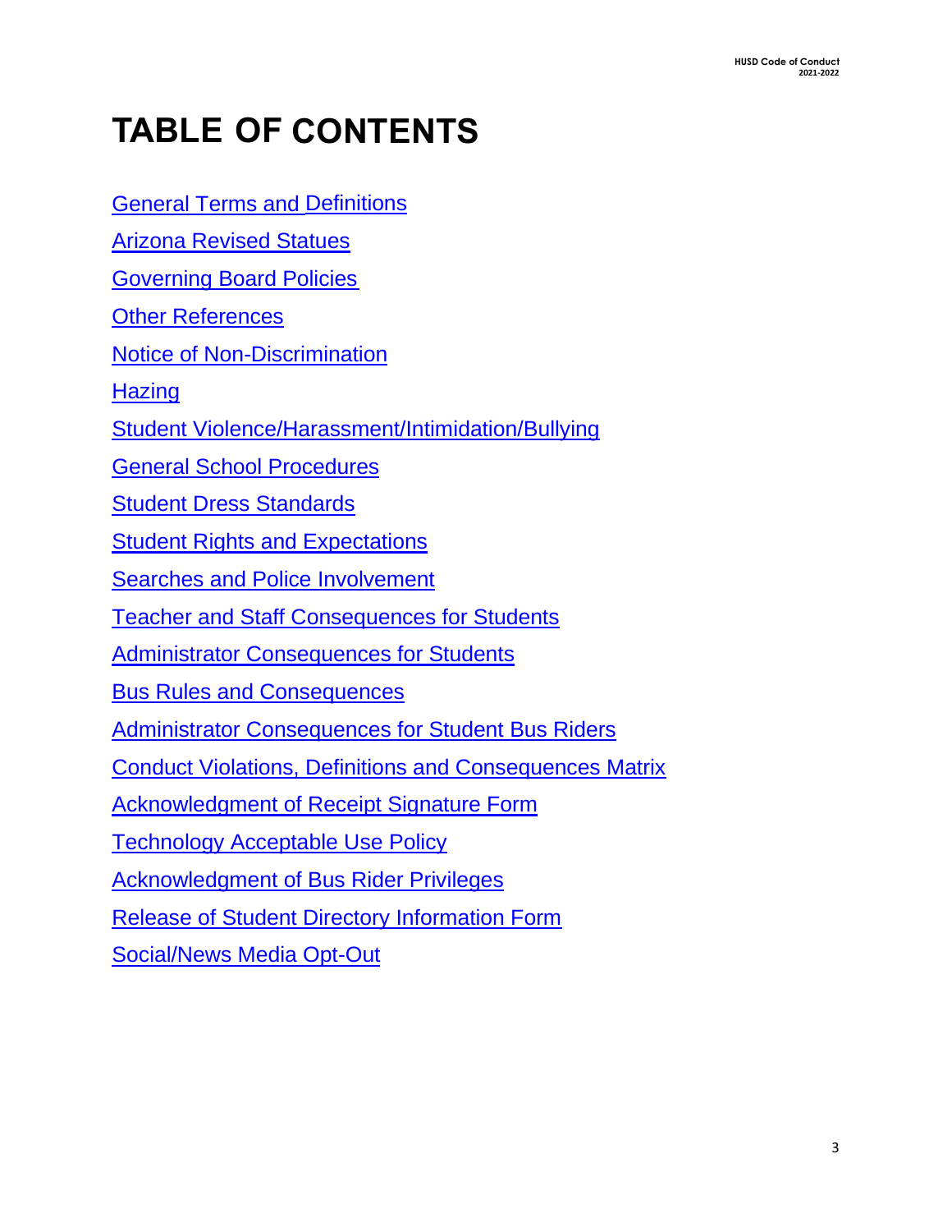# TABLE OF CONTENTS

General Terms and Definitions

Arizona Revised Statues

Governing Board Policies

Other References

Notice of Non-Discrimination

Hazing

Student Violence/Harassment/Intimidation/Bullying

General School Procedures

Student Dress Standards

Student Rights and Expectations

Searches and Police Involvement

Teacher and Staff Consequences for Students

Administrator Consequences for Students

Bus Rules and Consequences

Administrator Consequences for Student Bus Riders

Conduct Violations, Definitions and Consequences Matrix

Acknowledgment of Receipt Signature Form

Technology Acceptable Use Policy

Acknowledgment of Bus Rider Privileges

Release of Student Directory Information Form

Social/News Media Opt-Out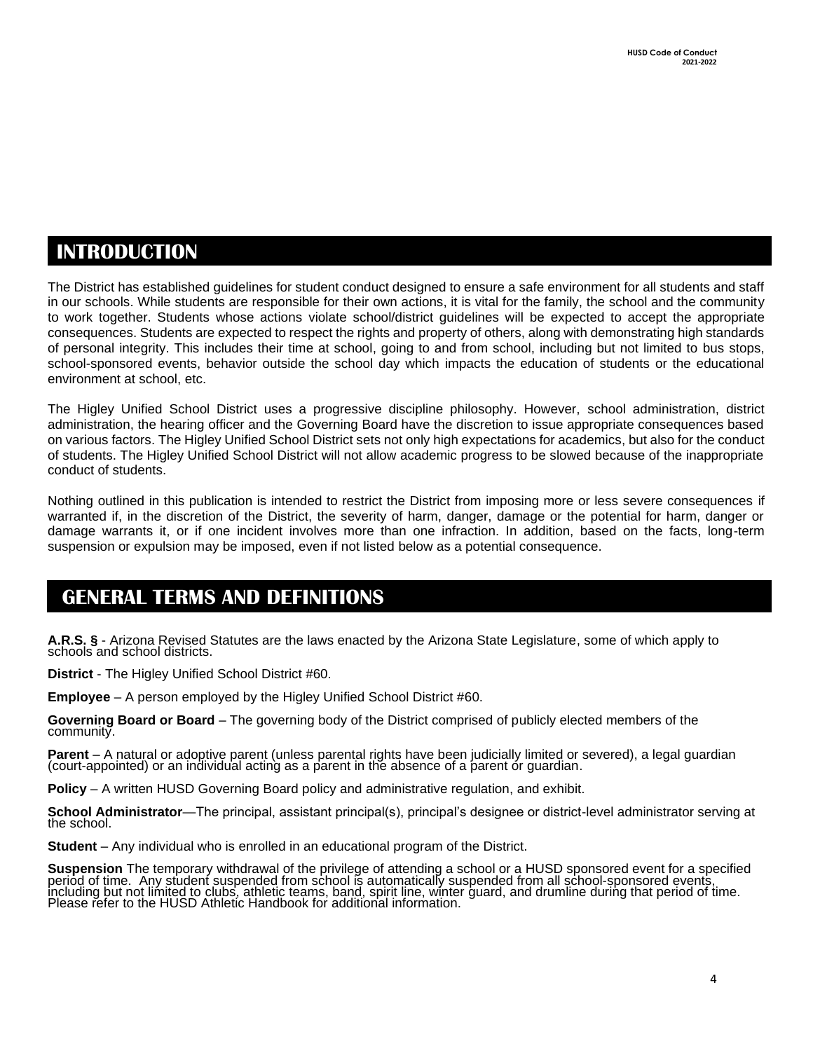# INTRODUCTION

The District has established guidelines for student conduct designed to ensure a safe environment for all students and staff in our schools. While students are responsible for their own actions, it is vital for the family, the school and the community to work together. Students whose actions violate school/district guidelines will be expected to accept the appropriate consequences. Students are expected to respect the rights and property of others, along with demonstrating high standards of personal integrity. This includes their time at school, going to and from school, including but not limited to bus stops, school-sponsored events, behavior outside the school day which impacts the education of students or the educational environment at school, etc.

The Higley Unified School District uses a progressive discipline philosophy. However, school administration, district administration, the hearing officer and the Governing Board have the discretion to issue appropriate consequences based on various factors. The Higley Unified School District sets not only high expectations for academics, but also for the conduct of students. The Higley Unified School District will not allow academic progress to be slowed because of the inappropriate conduct of students.

Nothing outlined in this publication is intended to restrict the District from imposing more or less severe consequences if warranted if, in the discretion of the District, the severity of harm, danger, damage or the potential for harm, danger or damage warrants it, or if one incident involves more than one infraction. In addition, based on the facts, long-term suspension or expulsion may be imposed, even if not listed below as a potential consequence.

# GENERAL TERMS AND DEFINITIONS

**A.R.S. §** - Arizona Revised Statutes are the laws enacted by the Arizona State Legislature, some of which apply to schools and school districts.

**District** - The Higley Unified School District #60.

**Employee** – A person employed by the Higley Unified School District #60.

**Governing Board or Board** – The governing body of the District comprised of publicly elected members of the community.

**Parent** – A natural or adoptive parent (unless parental rights have been judicially limited or severed), a legal guardian (court-appointed) or an individual acting as a parent in the absence of a parent or guardian.

**Policy** – A written HUSD Governing Board policy and administrative regulation, and exhibit.

**School Administrator**—The principal, assistant principal(s), principal's designee or district-level administrator serving at the school.

**Student** – Any individual who is enrolled in an educational program of the District.

**Suspension** The temporary withdrawal of the privilege of attending a school or a HUSD sponsored event for a specified period of time. Any student suspended from school is automatically suspended from all school-sponsored events, including but not limited to clubs, athletic teams, band, spirit line, winter guard, and drumline during that period of time. Please refer to the HUSD Athletic Handbook for additional information.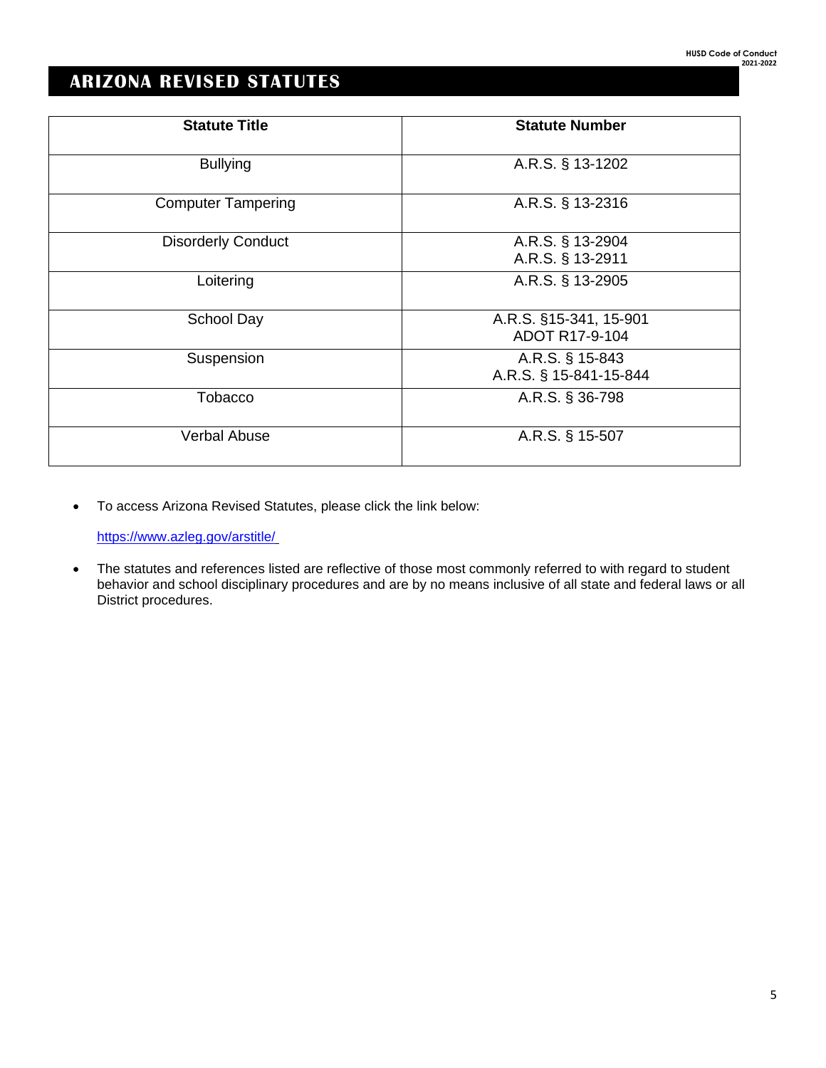# ARIZONA REVISED STATUTES

| Statute Title | Statute Number |
|---|---|
| Bullying | A.R.S. § 13-1202 |
| Computer Tampering | A.R.S. § 13-2316 |
| Disorderly Conduct | A.R.S. § 13-2904<br>A.R.S. § 13-2911 |
| Loitering | A.R.S. § 13-2905 |
| School Day | A.R.S. §15-341, 15-901<br>ADOT R17-9-104 |
| Suspension | A.R.S. § 15-843<br>A.R.S. § 15-841-15-844 |
| Tobacco | A.R.S. § 36-798 |
| Verbal Abuse | A.R.S. § 15-507 |

- To access Arizona Revised Statutes, please click the link below:

  https://www.azleg.gov/arstitle/

- The statutes and references listed are reflective of those most commonly referred to with regard to student behavior and school disciplinary procedures and are by no means inclusive of all state and federal laws or all District procedures.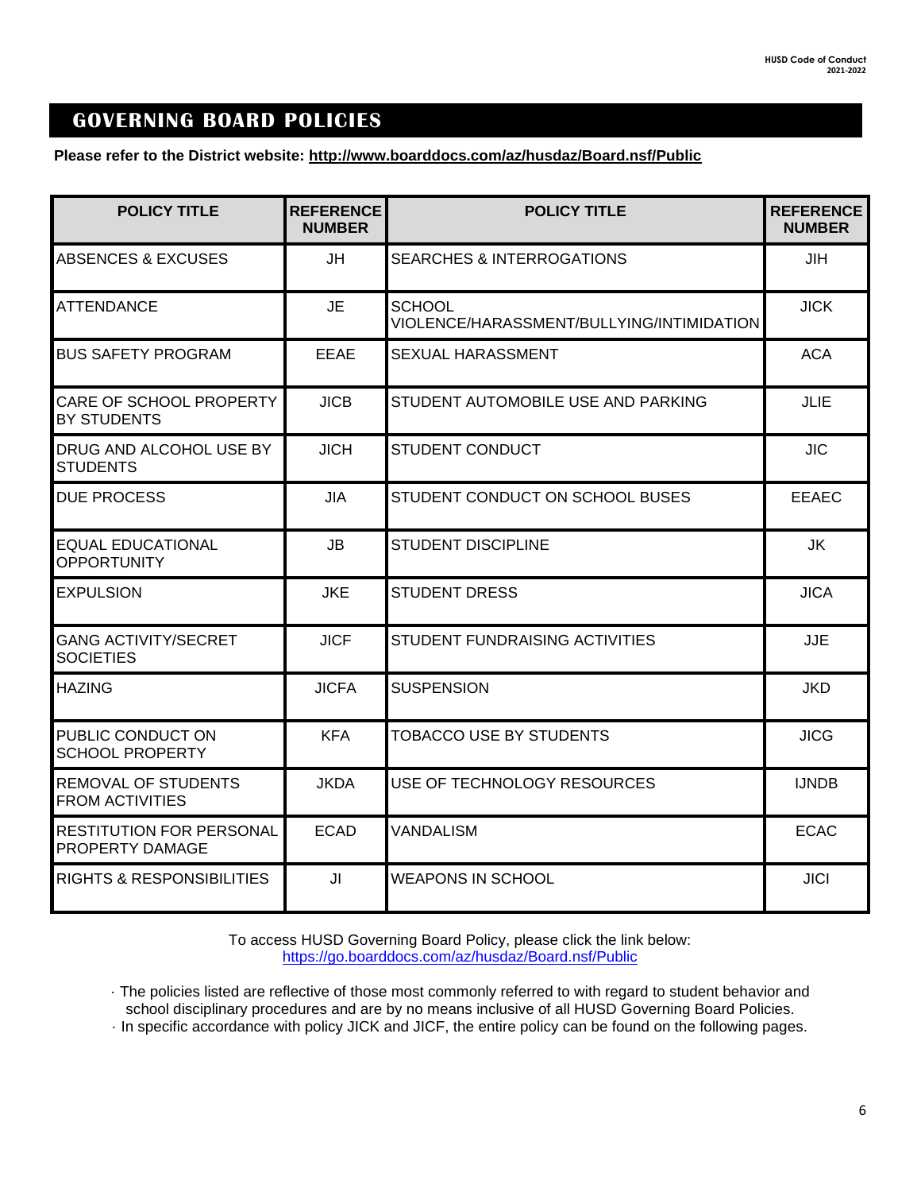## GOVERNING BOARD POLICIES

**Please refer to the District website: http://www.boarddocs.com/az/husdaz/Board.nsf/Public**

| POLICY TITLE | REFERENCE NUMBER | POLICY TITLE | REFERENCE NUMBER |
|---|---|---|---|
| ABSENCES & EXCUSES | JH | SEARCHES & INTERROGATIONS | JIH |
| ATTENDANCE | JE | SCHOOL VIOLENCE/HARASSMENT/BULLYING/INTIMIDATION | JICK |
| BUS SAFETY PROGRAM | EEAE | SEXUAL HARASSMENT | ACA |
| CARE OF SCHOOL PROPERTY BY STUDENTS | JICB | STUDENT AUTOMOBILE USE AND PARKING | JLIE |
| DRUG AND ALCOHOL USE BY STUDENTS | JICH | STUDENT CONDUCT | JIC |
| DUE PROCESS | JIA | STUDENT CONDUCT ON SCHOOL BUSES | EEAEC |
| EQUAL EDUCATIONAL OPPORTUNITY | JB | STUDENT DISCIPLINE | JK |
| EXPULSION | JKE | STUDENT DRESS | JICA |
| GANG ACTIVITY/SECRET SOCIETIES | JICF | STUDENT FUNDRAISING ACTIVITIES | JJE |
| HAZING | JICFA | SUSPENSION | JKD |
| PUBLIC CONDUCT ON SCHOOL PROPERTY | KFA | TOBACCO USE BY STUDENTS | JICG |
| REMOVAL OF STUDENTS FROM ACTIVITIES | JKDA | USE OF TECHNOLOGY RESOURCES | IJNDB |
| RESTITUTION FOR PERSONAL PROPERTY DAMAGE | ECAD | VANDALISM | ECAC |
| RIGHTS & RESPONSIBILITIES | JI | WEAPONS IN SCHOOL | JICI |

To access HUSD Governing Board Policy, please click the link below:
https://go.boarddocs.com/az/husdaz/Board.nsf/Public

- The policies listed are reflective of those most commonly referred to with regard to student behavior and school disciplinary procedures and are by no means inclusive of all HUSD Governing Board Policies.
- In specific accordance with policy JICK and JICF, the entire policy can be found on the following pages.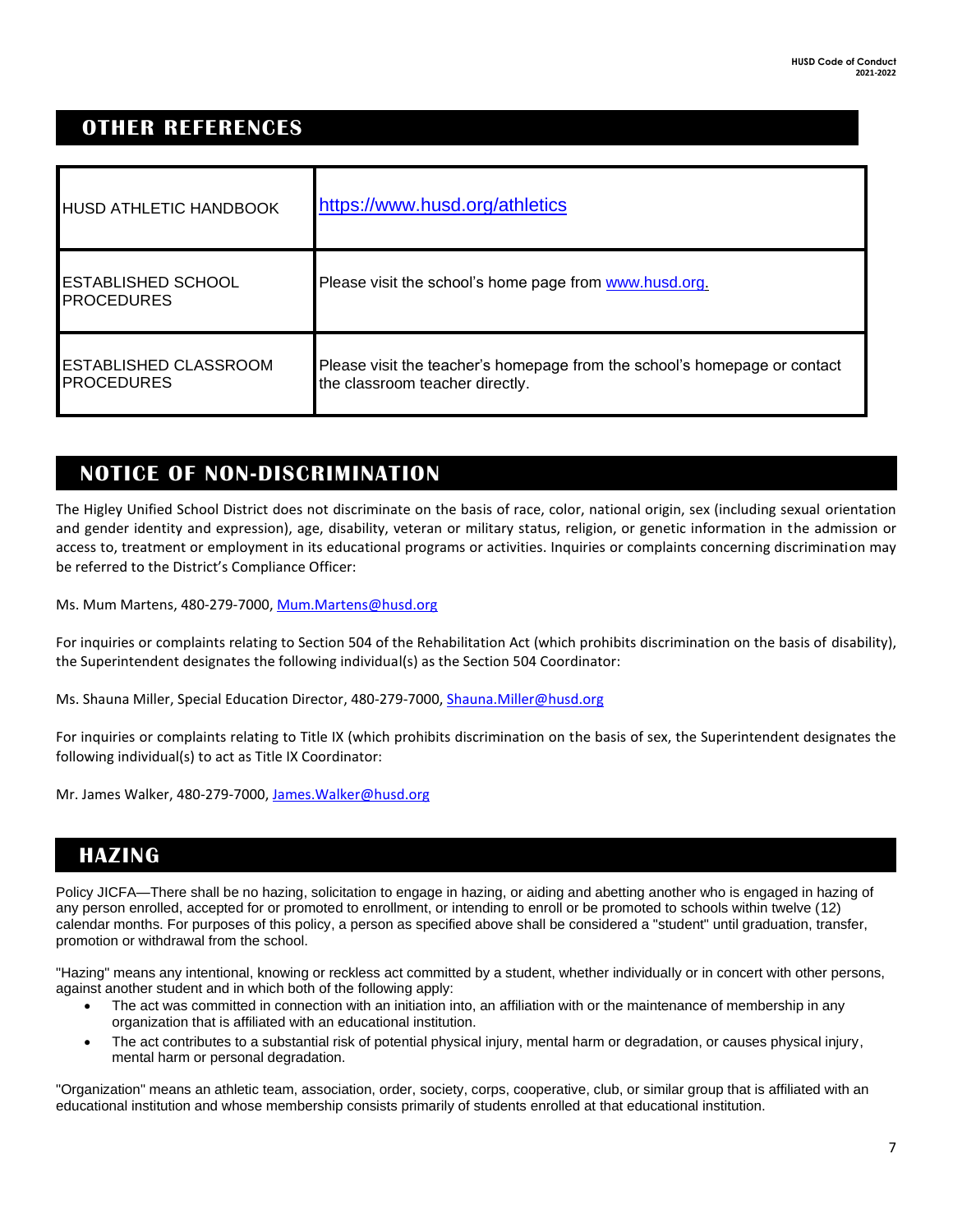## OTHER REFERENCES

| | |
|---|---|
| HUSD ATHLETIC HANDBOOK | https://www.husd.org/athletics |
| ESTABLISHED SCHOOL PROCEDURES | Please visit the school's home page from www.husd.org. |
| ESTABLISHED CLASSROOM PROCEDURES | Please visit the teacher's homepage from the school's homepage or contact the classroom teacher directly. |

## NOTICE OF NON-DISCRIMINATION

The Higley Unified School District does not discriminate on the basis of race, color, national origin, sex (including sexual orientation and gender identity and expression), age, disability, veteran or military status, religion, or genetic information in the admission or access to, treatment or employment in its educational programs or activities. Inquiries or complaints concerning discrimination may be referred to the District's Compliance Officer:

Ms. Mum Martens, 480-279-7000, Mum.Martens@husd.org

For inquiries or complaints relating to Section 504 of the Rehabilitation Act (which prohibits discrimination on the basis of disability), the Superintendent designates the following individual(s) as the Section 504 Coordinator:

Ms. Shauna Miller, Special Education Director, 480-279-7000, Shauna.Miller@husd.org

For inquiries or complaints relating to Title IX (which prohibits discrimination on the basis of sex, the Superintendent designates the following individual(s) to act as Title IX Coordinator:

Mr. James Walker, 480-279-7000, James.Walker@husd.org

## HAZING

Policy JICFA—There shall be no hazing, solicitation to engage in hazing, or aiding and abetting another who is engaged in hazing of any person enrolled, accepted for or promoted to enrollment, or intending to enroll or be promoted to schools within twelve (12) calendar months. For purposes of this policy, a person as specified above shall be considered a "student" until graduation, transfer, promotion or withdrawal from the school.

"Hazing" means any intentional, knowing or reckless act committed by a student, whether individually or in concert with other persons, against another student and in which both of the following apply:

- The act was committed in connection with an initiation into, an affiliation with or the maintenance of membership in any organization that is affiliated with an educational institution.
- The act contributes to a substantial risk of potential physical injury, mental harm or degradation, or causes physical injury, mental harm or personal degradation.

"Organization" means an athletic team, association, order, society, corps, cooperative, club, or similar group that is affiliated with an educational institution and whose membership consists primarily of students enrolled at that educational institution.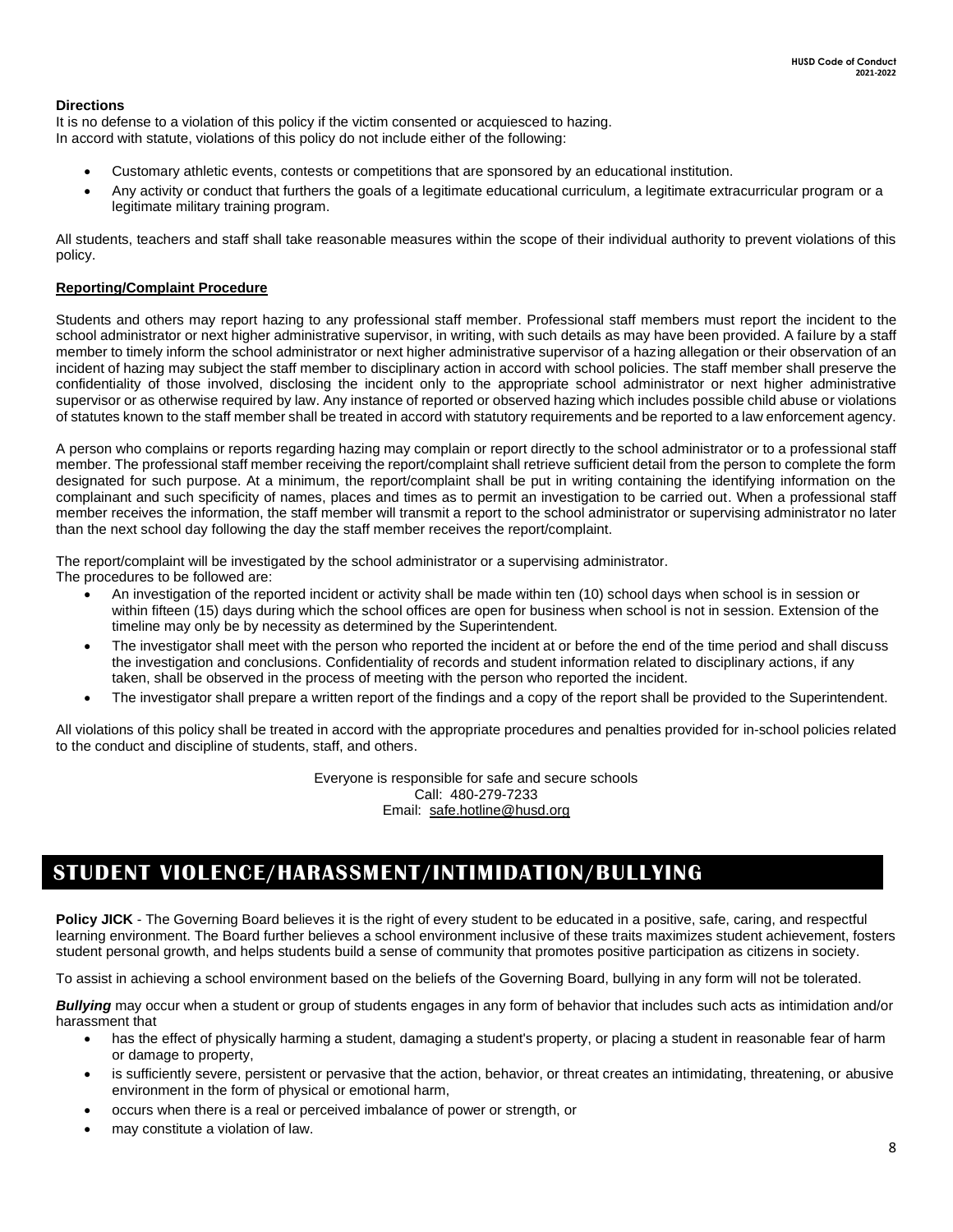**Directions**

It is no defense to a violation of this policy if the victim consented or acquiesced to hazing.
In accord with statute, violations of this policy do not include either of the following:

- Customary athletic events, contests or competitions that are sponsored by an educational institution.
- Any activity or conduct that furthers the goals of a legitimate educational curriculum, a legitimate extracurricular program or a legitimate military training program.

All students, teachers and staff shall take reasonable measures within the scope of their individual authority to prevent violations of this policy.

**Reporting/Complaint Procedure**

Students and others may report hazing to any professional staff member. Professional staff members must report the incident to the school administrator or next higher administrative supervisor, in writing, with such details as may have been provided. A failure by a staff member to timely inform the school administrator or next higher administrative supervisor of a hazing allegation or their observation of an incident of hazing may subject the staff member to disciplinary action in accord with school policies. The staff member shall preserve the confidentiality of those involved, disclosing the incident only to the appropriate school administrator or next higher administrative supervisor or as otherwise required by law. Any instance of reported or observed hazing which includes possible child abuse or violations of statutes known to the staff member shall be treated in accord with statutory requirements and be reported to a law enforcement agency.

A person who complains or reports regarding hazing may complain or report directly to the school administrator or to a professional staff member. The professional staff member receiving the report/complaint shall retrieve sufficient detail from the person to complete the form designated for such purpose. At a minimum, the report/complaint shall be put in writing containing the identifying information on the complainant and such specificity of names, places and times as to permit an investigation to be carried out. When a professional staff member receives the information, the staff member will transmit a report to the school administrator or supervising administrator no later than the next school day following the day the staff member receives the report/complaint.

The report/complaint will be investigated by the school administrator or a supervising administrator.
The procedures to be followed are:

- An investigation of the reported incident or activity shall be made within ten (10) school days when school is in session or within fifteen (15) days during which the school offices are open for business when school is not in session. Extension of the timeline may only be by necessity as determined by the Superintendent.
- The investigator shall meet with the person who reported the incident at or before the end of the time period and shall discuss the investigation and conclusions. Confidentiality of records and student information related to disciplinary actions, if any taken, shall be observed in the process of meeting with the person who reported the incident.
- The investigator shall prepare a written report of the findings and a copy of the report shall be provided to the Superintendent.

All violations of this policy shall be treated in accord with the appropriate procedures and penalties provided for in-school policies related to the conduct and discipline of students, staff, and others.

Everyone is responsible for safe and secure schools
Call: 480-279-7233
Email: safe.hotline@husd.org

## STUDENT VIOLENCE/HARASSMENT/INTIMIDATION/BULLYING

**Policy JICK** - The Governing Board believes it is the right of every student to be educated in a positive, safe, caring, and respectful learning environment. The Board further believes a school environment inclusive of these traits maximizes student achievement, fosters student personal growth, and helps students build a sense of community that promotes positive participation as citizens in society.

To assist in achieving a school environment based on the beliefs of the Governing Board, bullying in any form will not be tolerated.

***Bullying*** may occur when a student or group of students engages in any form of behavior that includes such acts as intimidation and/or harassment that

- has the effect of physically harming a student, damaging a student's property, or placing a student in reasonable fear of harm or damage to property,
- is sufficiently severe, persistent or pervasive that the action, behavior, or threat creates an intimidating, threatening, or abusive environment in the form of physical or emotional harm,
- occurs when there is a real or perceived imbalance of power or strength, or
- may constitute a violation of law.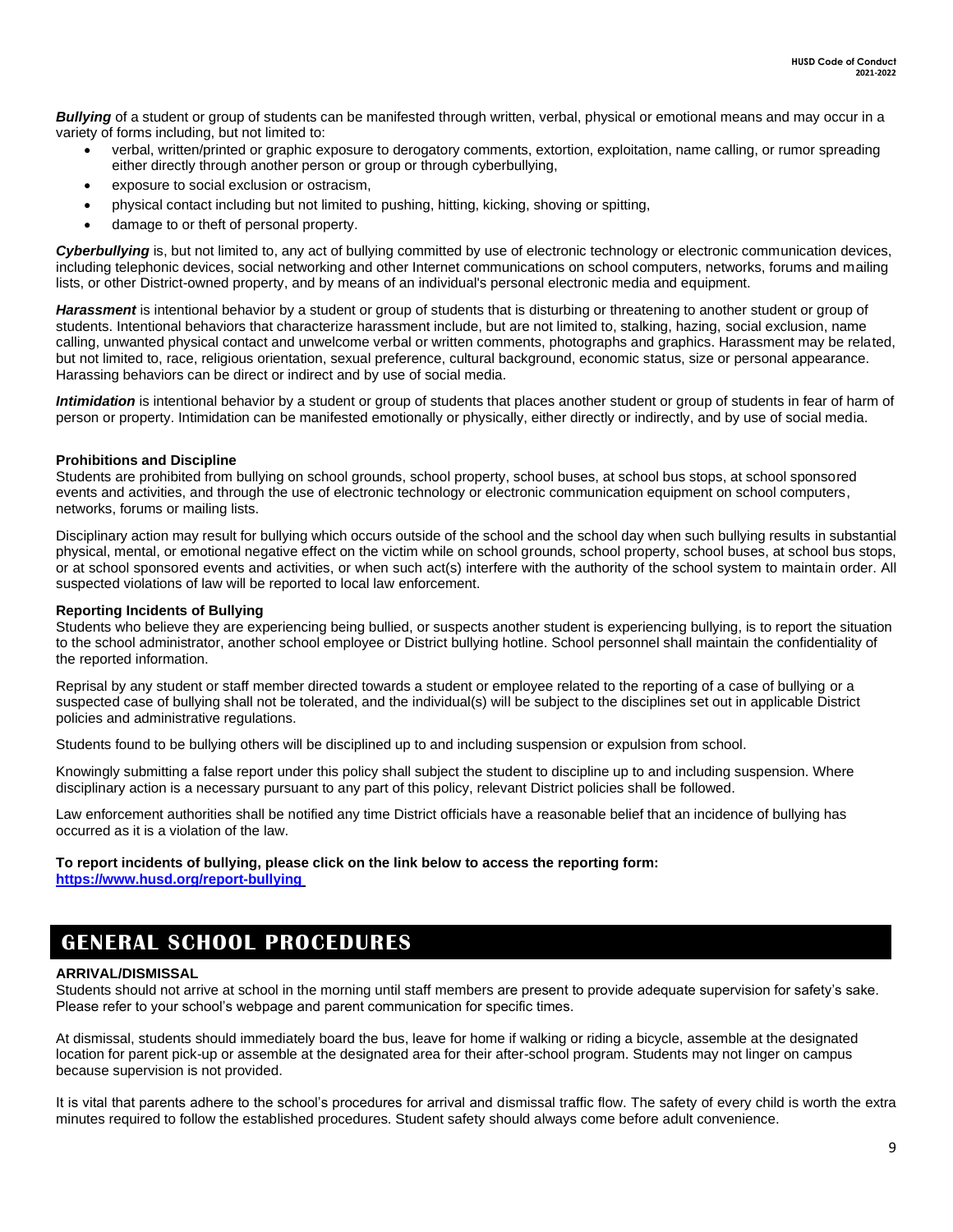***Bullying*** of a student or group of students can be manifested through written, verbal, physical or emotional means and may occur in a variety of forms including, but not limited to:

- verbal, written/printed or graphic exposure to derogatory comments, extortion, exploitation, name calling, or rumor spreading either directly through another person or group or through cyberbullying,
- exposure to social exclusion or ostracism,
- physical contact including but not limited to pushing, hitting, kicking, shoving or spitting,
- damage to or theft of personal property.

***Cyberbullying*** is, but not limited to, any act of bullying committed by use of electronic technology or electronic communication devices, including telephonic devices, social networking and other Internet communications on school computers, networks, forums and mailing lists, or other District-owned property, and by means of an individual's personal electronic media and equipment.

***Harassment*** is intentional behavior by a student or group of students that is disturbing or threatening to another student or group of students. Intentional behaviors that characterize harassment include, but are not limited to, stalking, hazing, social exclusion, name calling, unwanted physical contact and unwelcome verbal or written comments, photographs and graphics. Harassment may be related, but not limited to, race, religious orientation, sexual preference, cultural background, economic status, size or personal appearance. Harassing behaviors can be direct or indirect and by use of social media.

***Intimidation*** is intentional behavior by a student or group of students that places another student or group of students in fear of harm of person or property. Intimidation can be manifested emotionally or physically, either directly or indirectly, and by use of social media.

**Prohibitions and Discipline**

Students are prohibited from bullying on school grounds, school property, school buses, at school bus stops, at school sponsored events and activities, and through the use of electronic technology or electronic communication equipment on school computers, networks, forums or mailing lists.

Disciplinary action may result for bullying which occurs outside of the school and the school day when such bullying results in substantial physical, mental, or emotional negative effect on the victim while on school grounds, school property, school buses, at school bus stops, or at school sponsored events and activities, or when such act(s) interfere with the authority of the school system to maintain order. All suspected violations of law will be reported to local law enforcement.

**Reporting Incidents of Bullying**

Students who believe they are experiencing being bullied, or suspects another student is experiencing bullying, is to report the situation to the school administrator, another school employee or District bullying hotline. School personnel shall maintain the confidentiality of the reported information.

Reprisal by any student or staff member directed towards a student or employee related to the reporting of a case of bullying or a suspected case of bullying shall not be tolerated, and the individual(s) will be subject to the disciplines set out in applicable District policies and administrative regulations.

Students found to be bullying others will be disciplined up to and including suspension or expulsion from school.

Knowingly submitting a false report under this policy shall subject the student to discipline up to and including suspension. Where disciplinary action is a necessary pursuant to any part of this policy, relevant District policies shall be followed.

Law enforcement authorities shall be notified any time District officials have a reasonable belief that an incidence of bullying has occurred as it is a violation of the law.

**To report incidents of bullying, please click on the link below to access the reporting form:**
**https://www.husd.org/report-bullying**

## GENERAL SCHOOL PROCEDURES

**ARRIVAL/DISMISSAL**

Students should not arrive at school in the morning until staff members are present to provide adequate supervision for safety's sake. Please refer to your school's webpage and parent communication for specific times.

At dismissal, students should immediately board the bus, leave for home if walking or riding a bicycle, assemble at the designated location for parent pick-up or assemble at the designated area for their after-school program. Students may not linger on campus because supervision is not provided.

It is vital that parents adhere to the school's procedures for arrival and dismissal traffic flow. The safety of every child is worth the extra minutes required to follow the established procedures. Student safety should always come before adult convenience.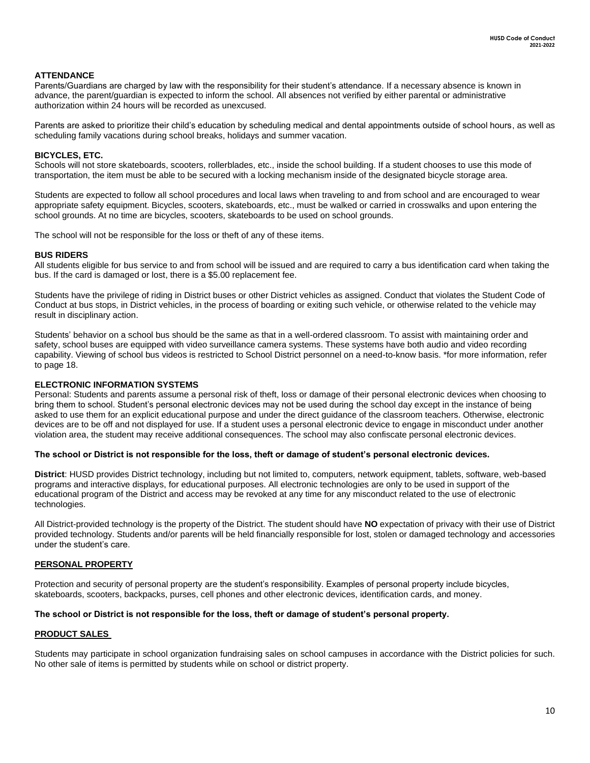## ATTENDANCE

Parents/Guardians are charged by law with the responsibility for their student's attendance. If a necessary absence is known in advance, the parent/guardian is expected to inform the school. All absences not verified by either parental or administrative authorization within 24 hours will be recorded as unexcused.

Parents are asked to prioritize their child's education by scheduling medical and dental appointments outside of school hours, as well as scheduling family vacations during school breaks, holidays and summer vacation.

## BICYCLES, ETC.

Schools will not store skateboards, scooters, rollerblades, etc., inside the school building. If a student chooses to use this mode of transportation, the item must be able to be secured with a locking mechanism inside of the designated bicycle storage area.

Students are expected to follow all school procedures and local laws when traveling to and from school and are encouraged to wear appropriate safety equipment. Bicycles, scooters, skateboards, etc., must be walked or carried in crosswalks and upon entering the school grounds. At no time are bicycles, scooters, skateboards to be used on school grounds.

The school will not be responsible for the loss or theft of any of these items.

## BUS RIDERS

All students eligible for bus service to and from school will be issued and are required to carry a bus identification card when taking the bus. If the card is damaged or lost, there is a $5.00 replacement fee.

Students have the privilege of riding in District buses or other District vehicles as assigned. Conduct that violates the Student Code of Conduct at bus stops, in District vehicles, in the process of boarding or exiting such vehicle, or otherwise related to the vehicle may result in disciplinary action.

Students' behavior on a school bus should be the same as that in a well-ordered classroom. To assist with maintaining order and safety, school buses are equipped with video surveillance camera systems. These systems have both audio and video recording capability. Viewing of school bus videos is restricted to School District personnel on a need-to-know basis. *for more information, refer to page 18.

## ELECTRONIC INFORMATION SYSTEMS

Personal: Students and parents assume a personal risk of theft, loss or damage of their personal electronic devices when choosing to bring them to school. Student's personal electronic devices may not be used during the school day except in the instance of being asked to use them for an explicit educational purpose and under the direct guidance of the classroom teachers. Otherwise, electronic devices are to be off and not displayed for use. If a student uses a personal electronic device to engage in misconduct under another violation area, the student may receive additional consequences. The school may also confiscate personal electronic devices.

**The school or District is not responsible for the loss, theft or damage of student's personal electronic devices.**

**District**: HUSD provides District technology, including but not limited to, computers, network equipment, tablets, software, web-based programs and interactive displays, for educational purposes. All electronic technologies are only to be used in support of the educational program of the District and access may be revoked at any time for any misconduct related to the use of electronic technologies.

All District-provided technology is the property of the District. The student should have **NO** expectation of privacy with their use of District provided technology. Students and/or parents will be held financially responsible for lost, stolen or damaged technology and accessories under the student's care.

## PERSONAL PROPERTY

Protection and security of personal property are the student's responsibility. Examples of personal property include bicycles, skateboards, scooters, backpacks, purses, cell phones and other electronic devices, identification cards, and money.

**The school or District is not responsible for the loss, theft or damage of student's personal property.**

## PRODUCT SALES

Students may participate in school organization fundraising sales on school campuses in accordance with the District policies for such. No other sale of items is permitted by students while on school or district property.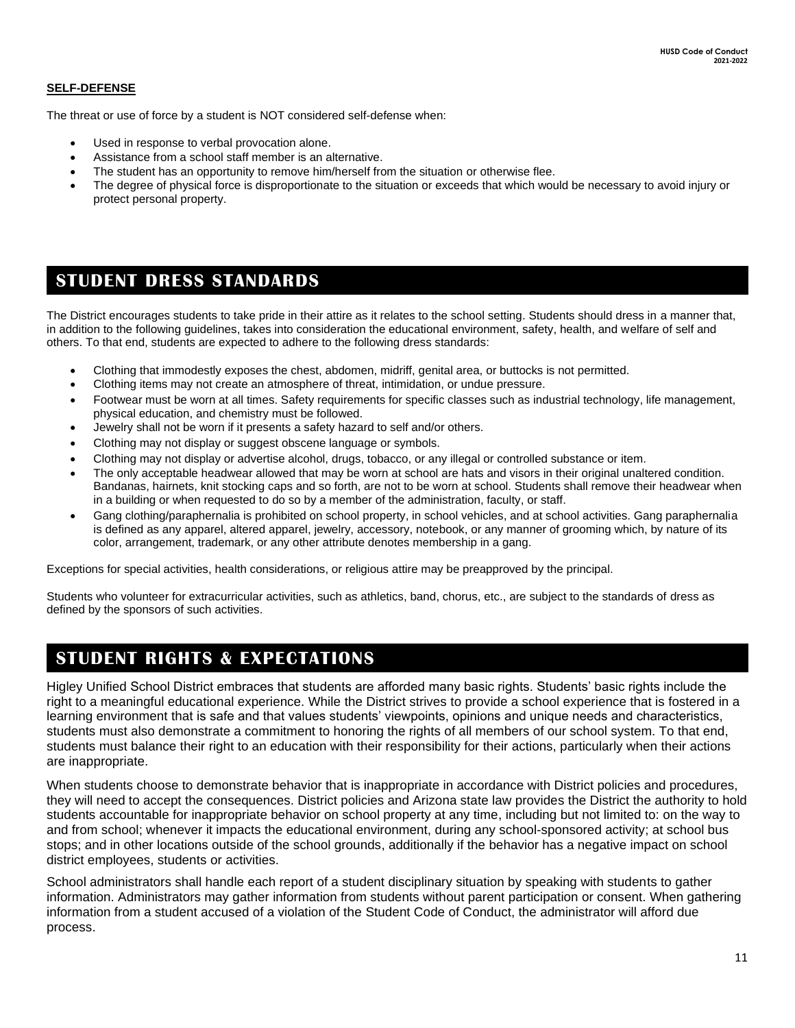**SELF-DEFENSE**

The threat or use of force by a student is NOT considered self-defense when:

- Used in response to verbal provocation alone.
- Assistance from a school staff member is an alternative.
- The student has an opportunity to remove him/herself from the situation or otherwise flee.
- The degree of physical force is disproportionate to the situation or exceeds that which would be necessary to avoid injury or protect personal property.

## STUDENT DRESS STANDARDS

The District encourages students to take pride in their attire as it relates to the school setting. Students should dress in a manner that, in addition to the following guidelines, takes into consideration the educational environment, safety, health, and welfare of self and others. To that end, students are expected to adhere to the following dress standards:

- Clothing that immodestly exposes the chest, abdomen, midriff, genital area, or buttocks is not permitted.
- Clothing items may not create an atmosphere of threat, intimidation, or undue pressure.
- Footwear must be worn at all times. Safety requirements for specific classes such as industrial technology, life management, physical education, and chemistry must be followed.
- Jewelry shall not be worn if it presents a safety hazard to self and/or others.
- Clothing may not display or suggest obscene language or symbols.
- Clothing may not display or advertise alcohol, drugs, tobacco, or any illegal or controlled substance or item.
- The only acceptable headwear allowed that may be worn at school are hats and visors in their original unaltered condition. Bandanas, hairnets, knit stocking caps and so forth, are not to be worn at school. Students shall remove their headwear when in a building or when requested to do so by a member of the administration, faculty, or staff.
- Gang clothing/paraphernalia is prohibited on school property, in school vehicles, and at school activities. Gang paraphernalia is defined as any apparel, altered apparel, jewelry, accessory, notebook, or any manner of grooming which, by nature of its color, arrangement, trademark, or any other attribute denotes membership in a gang.

Exceptions for special activities, health considerations, or religious attire may be preapproved by the principal.

Students who volunteer for extracurricular activities, such as athletics, band, chorus, etc., are subject to the standards of dress as defined by the sponsors of such activities.

## STUDENT RIGHTS & EXPECTATIONS

Higley Unified School District embraces that students are afforded many basic rights. Students' basic rights include the right to a meaningful educational experience. While the District strives to provide a school experience that is fostered in a learning environment that is safe and that values students' viewpoints, opinions and unique needs and characteristics, students must also demonstrate a commitment to honoring the rights of all members of our school system. To that end, students must balance their right to an education with their responsibility for their actions, particularly when their actions are inappropriate.

When students choose to demonstrate behavior that is inappropriate in accordance with District policies and procedures, they will need to accept the consequences. District policies and Arizona state law provides the District the authority to hold students accountable for inappropriate behavior on school property at any time, including but not limited to: on the way to and from school; whenever it impacts the educational environment, during any school-sponsored activity; at school bus stops; and in other locations outside of the school grounds, additionally if the behavior has a negative impact on school district employees, students or activities.

School administrators shall handle each report of a student disciplinary situation by speaking with students to gather information. Administrators may gather information from students without parent participation or consent. When gathering information from a student accused of a violation of the Student Code of Conduct, the administrator will afford due process.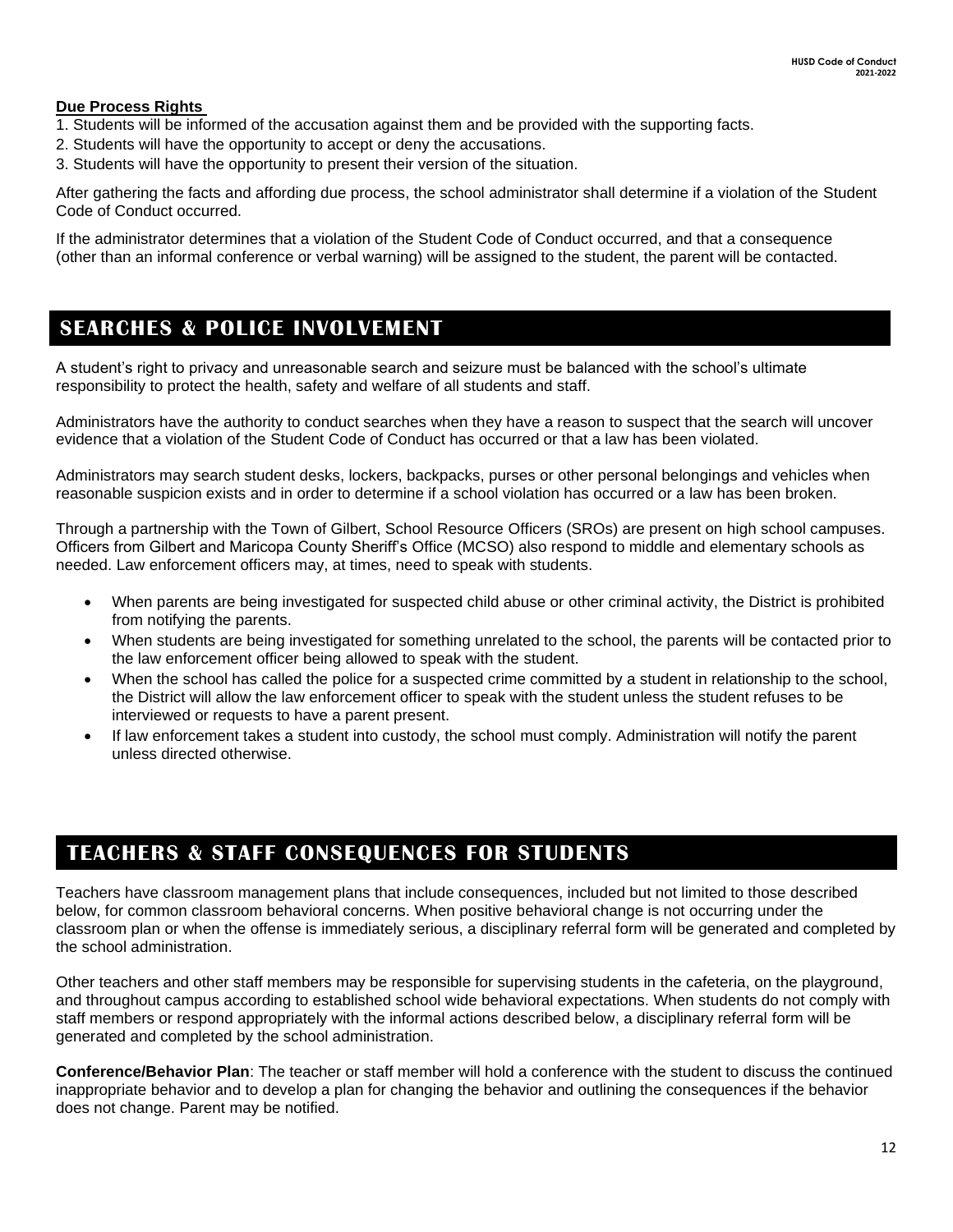**Due Process Rights**

1. Students will be informed of the accusation against them and be provided with the supporting facts.
2. Students will have the opportunity to accept or deny the accusations.
3. Students will have the opportunity to present their version of the situation.

After gathering the facts and affording due process, the school administrator shall determine if a violation of the Student Code of Conduct occurred.

If the administrator determines that a violation of the Student Code of Conduct occurred, and that a consequence (other than an informal conference or verbal warning) will be assigned to the student, the parent will be contacted.

## SEARCHES & POLICE INVOLVEMENT

A student's right to privacy and unreasonable search and seizure must be balanced with the school's ultimate responsibility to protect the health, safety and welfare of all students and staff.

Administrators have the authority to conduct searches when they have a reason to suspect that the search will uncover evidence that a violation of the Student Code of Conduct has occurred or that a law has been violated.

Administrators may search student desks, lockers, backpacks, purses or other personal belongings and vehicles when reasonable suspicion exists and in order to determine if a school violation has occurred or a law has been broken.

Through a partnership with the Town of Gilbert, School Resource Officers (SROs) are present on high school campuses. Officers from Gilbert and Maricopa County Sheriff's Office (MCSO) also respond to middle and elementary schools as needed. Law enforcement officers may, at times, need to speak with students.

- When parents are being investigated for suspected child abuse or other criminal activity, the District is prohibited from notifying the parents.
- When students are being investigated for something unrelated to the school, the parents will be contacted prior to the law enforcement officer being allowed to speak with the student.
- When the school has called the police for a suspected crime committed by a student in relationship to the school, the District will allow the law enforcement officer to speak with the student unless the student refuses to be interviewed or requests to have a parent present.
- If law enforcement takes a student into custody, the school must comply. Administration will notify the parent unless directed otherwise.

## TEACHERS & STAFF CONSEQUENCES FOR STUDENTS

Teachers have classroom management plans that include consequences, included but not limited to those described below, for common classroom behavioral concerns. When positive behavioral change is not occurring under the classroom plan or when the offense is immediately serious, a disciplinary referral form will be generated and completed by the school administration.

Other teachers and other staff members may be responsible for supervising students in the cafeteria, on the playground, and throughout campus according to established school wide behavioral expectations. When students do not comply with staff members or respond appropriately with the informal actions described below, a disciplinary referral form will be generated and completed by the school administration.

**Conference/Behavior Plan**: The teacher or staff member will hold a conference with the student to discuss the continued inappropriate behavior and to develop a plan for changing the behavior and outlining the consequences if the behavior does not change. Parent may be notified.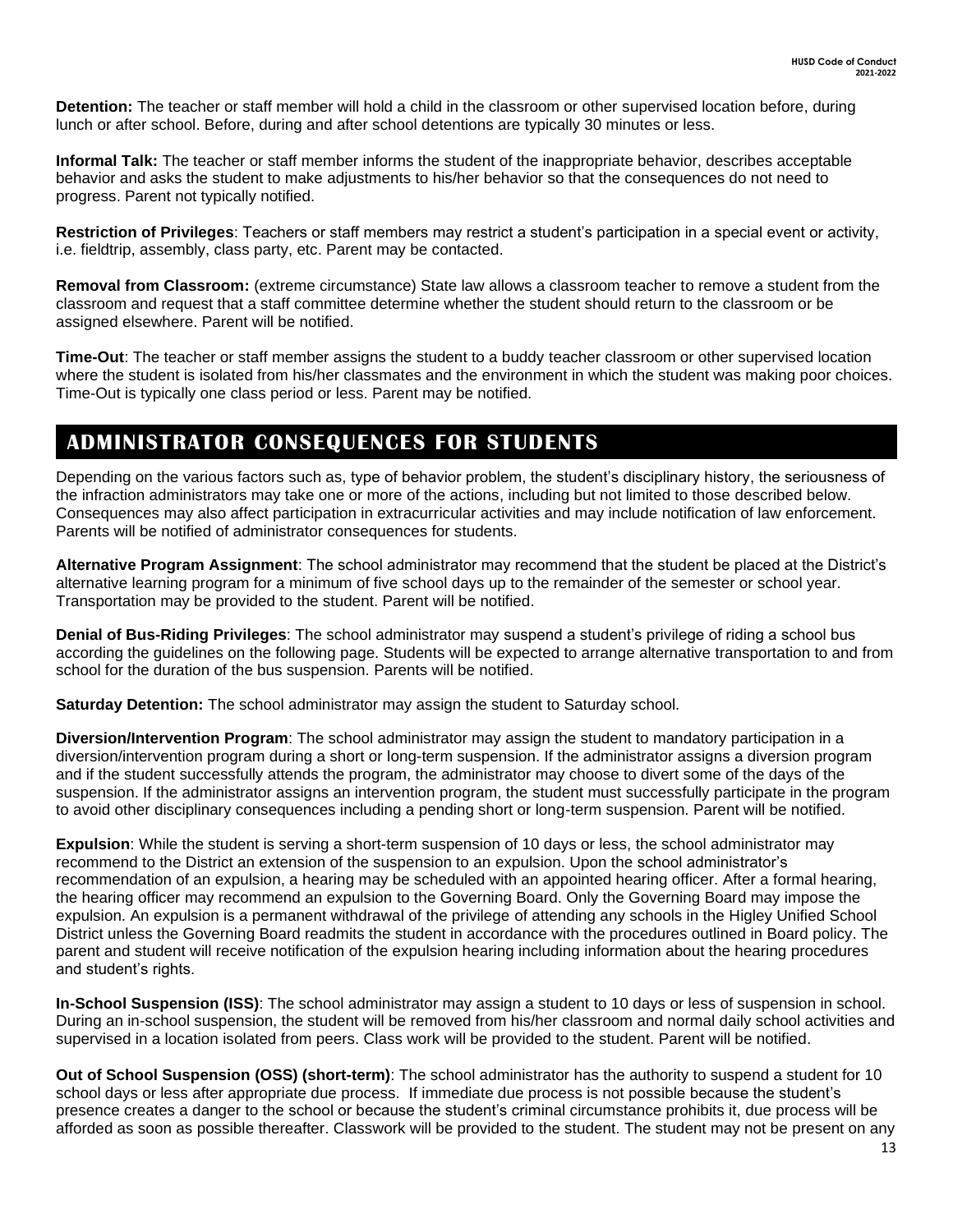**Detention:** The teacher or staff member will hold a child in the classroom or other supervised location before, during lunch or after school. Before, during and after school detentions are typically 30 minutes or less.

**Informal Talk:** The teacher or staff member informs the student of the inappropriate behavior, describes acceptable behavior and asks the student to make adjustments to his/her behavior so that the consequences do not need to progress. Parent not typically notified.

**Restriction of Privileges**: Teachers or staff members may restrict a student's participation in a special event or activity, i.e. fieldtrip, assembly, class party, etc. Parent may be contacted.

**Removal from Classroom:** (extreme circumstance) State law allows a classroom teacher to remove a student from the classroom and request that a staff committee determine whether the student should return to the classroom or be assigned elsewhere. Parent will be notified.

**Time-Out**: The teacher or staff member assigns the student to a buddy teacher classroom or other supervised location where the student is isolated from his/her classmates and the environment in which the student was making poor choices. Time-Out is typically one class period or less. Parent may be notified.

## ADMINISTRATOR CONSEQUENCES FOR STUDENTS

Depending on the various factors such as, type of behavior problem, the student's disciplinary history, the seriousness of the infraction administrators may take one or more of the actions, including but not limited to those described below. Consequences may also affect participation in extracurricular activities and may include notification of law enforcement. Parents will be notified of administrator consequences for students.

**Alternative Program Assignment**: The school administrator may recommend that the student be placed at the District's alternative learning program for a minimum of five school days up to the remainder of the semester or school year. Transportation may be provided to the student. Parent will be notified.

**Denial of Bus-Riding Privileges**: The school administrator may suspend a student's privilege of riding a school bus according the guidelines on the following page. Students will be expected to arrange alternative transportation to and from school for the duration of the bus suspension. Parents will be notified.

**Saturday Detention:** The school administrator may assign the student to Saturday school.

**Diversion/Intervention Program**: The school administrator may assign the student to mandatory participation in a diversion/intervention program during a short or long-term suspension. If the administrator assigns a diversion program and if the student successfully attends the program, the administrator may choose to divert some of the days of the suspension. If the administrator assigns an intervention program, the student must successfully participate in the program to avoid other disciplinary consequences including a pending short or long-term suspension. Parent will be notified.

**Expulsion**: While the student is serving a short-term suspension of 10 days or less, the school administrator may recommend to the District an extension of the suspension to an expulsion. Upon the school administrator's recommendation of an expulsion, a hearing may be scheduled with an appointed hearing officer. After a formal hearing, the hearing officer may recommend an expulsion to the Governing Board. Only the Governing Board may impose the expulsion. An expulsion is a permanent withdrawal of the privilege of attending any schools in the Higley Unified School District unless the Governing Board readmits the student in accordance with the procedures outlined in Board policy. The parent and student will receive notification of the expulsion hearing including information about the hearing procedures and student's rights.

**In-School Suspension (ISS)**: The school administrator may assign a student to 10 days or less of suspension in school. During an in-school suspension, the student will be removed from his/her classroom and normal daily school activities and supervised in a location isolated from peers. Class work will be provided to the student. Parent will be notified.

**Out of School Suspension (OSS) (short-term)**: The school administrator has the authority to suspend a student for 10 school days or less after appropriate due process. If immediate due process is not possible because the student's presence creates a danger to the school or because the student's criminal circumstance prohibits it, due process will be afforded as soon as possible thereafter. Classwork will be provided to the student. The student may not be present on any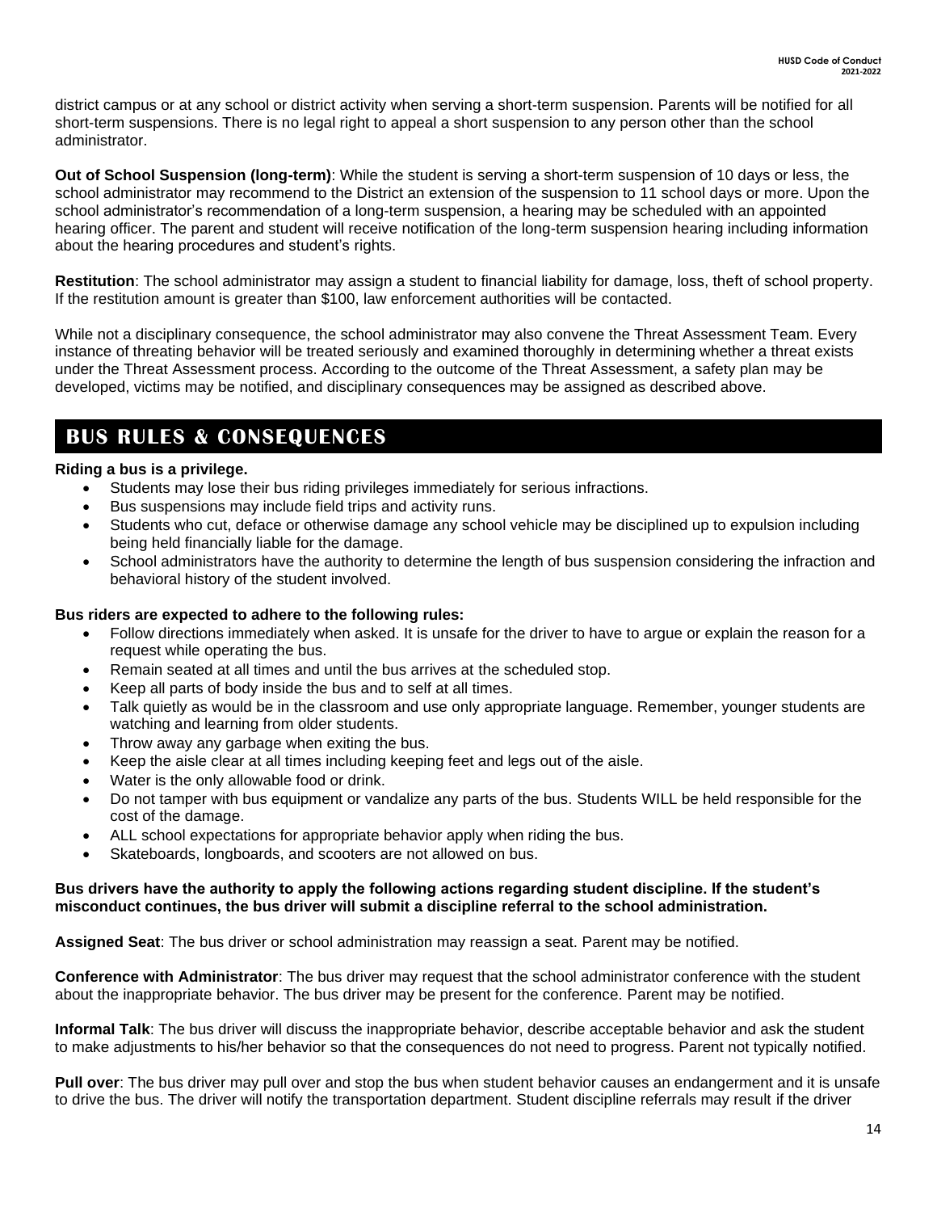district campus or at any school or district activity when serving a short-term suspension. Parents will be notified for all short-term suspensions. There is no legal right to appeal a short suspension to any person other than the school administrator.

**Out of School Suspension (long-term)**: While the student is serving a short-term suspension of 10 days or less, the school administrator may recommend to the District an extension of the suspension to 11 school days or more. Upon the school administrator's recommendation of a long-term suspension, a hearing may be scheduled with an appointed hearing officer. The parent and student will receive notification of the long-term suspension hearing including information about the hearing procedures and student's rights.

**Restitution**: The school administrator may assign a student to financial liability for damage, loss, theft of school property. If the restitution amount is greater than $100, law enforcement authorities will be contacted.

While not a disciplinary consequence, the school administrator may also convene the Threat Assessment Team. Every instance of threating behavior will be treated seriously and examined thoroughly in determining whether a threat exists under the Threat Assessment process. According to the outcome of the Threat Assessment, a safety plan may be developed, victims may be notified, and disciplinary consequences may be assigned as described above.

## BUS RULES & CONSEQUENCES

**Riding a bus is a privilege.**

- Students may lose their bus riding privileges immediately for serious infractions.
- Bus suspensions may include field trips and activity runs.
- Students who cut, deface or otherwise damage any school vehicle may be disciplined up to expulsion including being held financially liable for the damage.
- School administrators have the authority to determine the length of bus suspension considering the infraction and behavioral history of the student involved.

**Bus riders are expected to adhere to the following rules:**

- Follow directions immediately when asked. It is unsafe for the driver to have to argue or explain the reason for a request while operating the bus.
- Remain seated at all times and until the bus arrives at the scheduled stop.
- Keep all parts of body inside the bus and to self at all times.
- Talk quietly as would be in the classroom and use only appropriate language. Remember, younger students are watching and learning from older students.
- Throw away any garbage when exiting the bus.
- Keep the aisle clear at all times including keeping feet and legs out of the aisle.
- Water is the only allowable food or drink.
- Do not tamper with bus equipment or vandalize any parts of the bus. Students WILL be held responsible for the cost of the damage.
- ALL school expectations for appropriate behavior apply when riding the bus.
- Skateboards, longboards, and scooters are not allowed on bus.

**Bus drivers have the authority to apply the following actions regarding student discipline. If the student's misconduct continues, the bus driver will submit a discipline referral to the school administration.**

**Assigned Seat**: The bus driver or school administration may reassign a seat. Parent may be notified.

**Conference with Administrator**: The bus driver may request that the school administrator conference with the student about the inappropriate behavior. The bus driver may be present for the conference. Parent may be notified.

**Informal Talk**: The bus driver will discuss the inappropriate behavior, describe acceptable behavior and ask the student to make adjustments to his/her behavior so that the consequences do not need to progress. Parent not typically notified.

**Pull over**: The bus driver may pull over and stop the bus when student behavior causes an endangerment and it is unsafe to drive the bus. The driver will notify the transportation department. Student discipline referrals may result if the driver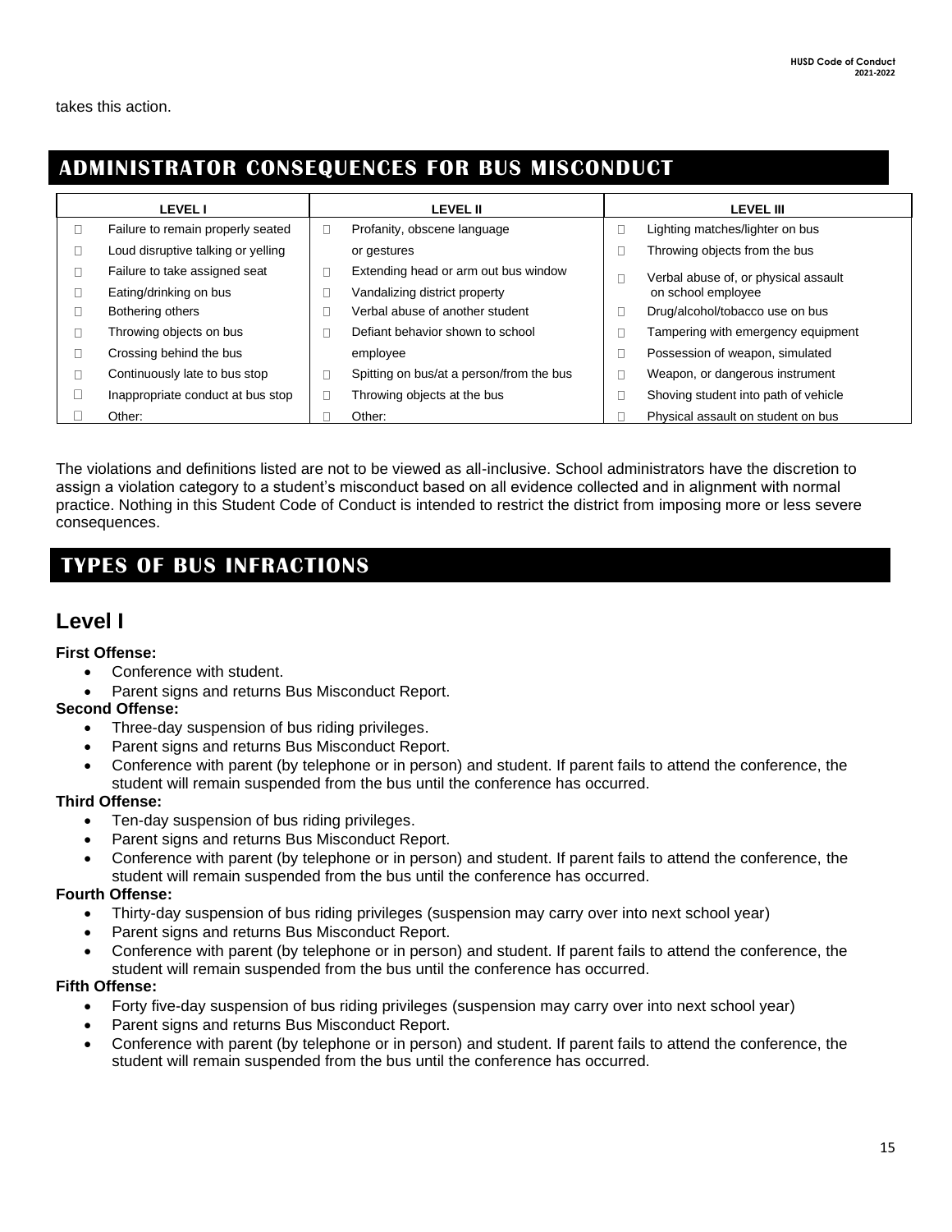takes this action.

## ADMINISTRATOR CONSEQUENCES FOR BUS MISCONDUCT

| LEVEL I | LEVEL II | LEVEL III |
|---|---|---|
| Failure to remain properly seated | Profanity, obscene language or gestures | Lighting matches/lighter on bus |
| Loud disruptive talking or yelling | Extending head or arm out bus window | Throwing objects from the bus |
| Failure to take assigned seat | Vandalizing district property | Verbal abuse of, or physical assault on school employee |
| Eating/drinking on bus | Verbal abuse of another student | Drug/alcohol/tobacco use on bus |
| Bothering others | Defiant behavior shown to school employee | Tampering with emergency equipment |
| Throwing objects on bus | Spitting on bus/at a person/from the bus | Possession of weapon, simulated |
| Crossing behind the bus | Throwing objects at the bus | Weapon, or dangerous instrument |
| Continuously late to bus stop | Other: | Shoving student into path of vehicle |
| Inappropriate conduct at bus stop | | Physical assault on student on bus |
| Other: | | |

The violations and definitions listed are not to be viewed as all-inclusive. School administrators have the discretion to assign a violation category to a student's misconduct based on all evidence collected and in alignment with normal practice. Nothing in this Student Code of Conduct is intended to restrict the district from imposing more or less severe consequences.

## TYPES OF BUS INFRACTIONS

### Level I

**First Offense:**

- Conference with student.
- Parent signs and returns Bus Misconduct Report.

**Second Offense:**

- Three-day suspension of bus riding privileges.
- Parent signs and returns Bus Misconduct Report.
- Conference with parent (by telephone or in person) and student. If parent fails to attend the conference, the student will remain suspended from the bus until the conference has occurred.

**Third Offense:**

- Ten-day suspension of bus riding privileges.
- Parent signs and returns Bus Misconduct Report.
- Conference with parent (by telephone or in person) and student. If parent fails to attend the conference, the student will remain suspended from the bus until the conference has occurred.

**Fourth Offense:**

- Thirty-day suspension of bus riding privileges (suspension may carry over into next school year)
- Parent signs and returns Bus Misconduct Report.
- Conference with parent (by telephone or in person) and student. If parent fails to attend the conference, the student will remain suspended from the bus until the conference has occurred.

**Fifth Offense:**

- Forty five-day suspension of bus riding privileges (suspension may carry over into next school year)
- Parent signs and returns Bus Misconduct Report.
- Conference with parent (by telephone or in person) and student. If parent fails to attend the conference, the student will remain suspended from the bus until the conference has occurred.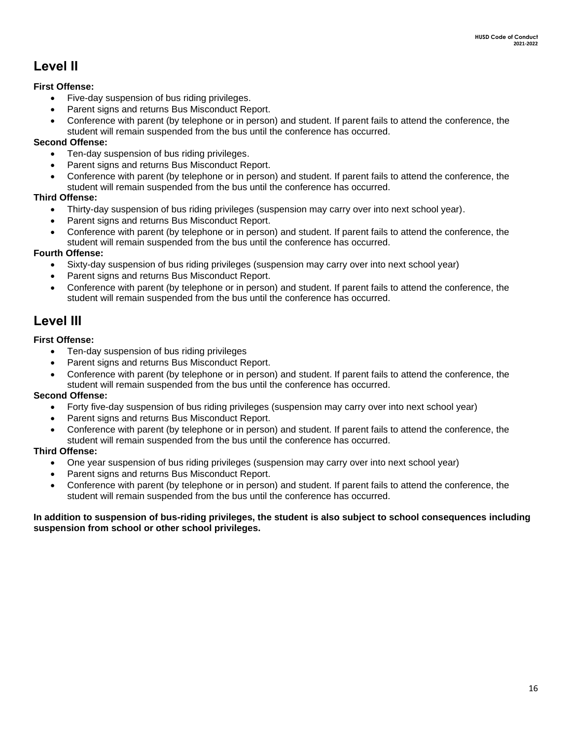## Level II

**First Offense:**

- Five-day suspension of bus riding privileges.
- Parent signs and returns Bus Misconduct Report.
- Conference with parent (by telephone or in person) and student. If parent fails to attend the conference, the student will remain suspended from the bus until the conference has occurred.

**Second Offense:**

- Ten-day suspension of bus riding privileges.
- Parent signs and returns Bus Misconduct Report.
- Conference with parent (by telephone or in person) and student. If parent fails to attend the conference, the student will remain suspended from the bus until the conference has occurred.

**Third Offense:**

- Thirty-day suspension of bus riding privileges (suspension may carry over into next school year).
- Parent signs and returns Bus Misconduct Report.
- Conference with parent (by telephone or in person) and student. If parent fails to attend the conference, the student will remain suspended from the bus until the conference has occurred.

**Fourth Offense:**

- Sixty-day suspension of bus riding privileges (suspension may carry over into next school year)
- Parent signs and returns Bus Misconduct Report.
- Conference with parent (by telephone or in person) and student. If parent fails to attend the conference, the student will remain suspended from the bus until the conference has occurred.

## Level III

**First Offense:**

- Ten-day suspension of bus riding privileges
- Parent signs and returns Bus Misconduct Report.
- Conference with parent (by telephone or in person) and student. If parent fails to attend the conference, the student will remain suspended from the bus until the conference has occurred.

**Second Offense:**

- Forty five-day suspension of bus riding privileges (suspension may carry over into next school year)
- Parent signs and returns Bus Misconduct Report.
- Conference with parent (by telephone or in person) and student. If parent fails to attend the conference, the student will remain suspended from the bus until the conference has occurred.

**Third Offense:**

- One year suspension of bus riding privileges (suspension may carry over into next school year)
- Parent signs and returns Bus Misconduct Report.
- Conference with parent (by telephone or in person) and student. If parent fails to attend the conference, the student will remain suspended from the bus until the conference has occurred.

**In addition to suspension of bus-riding privileges, the student is also subject to school consequences including suspension from school or other school privileges.**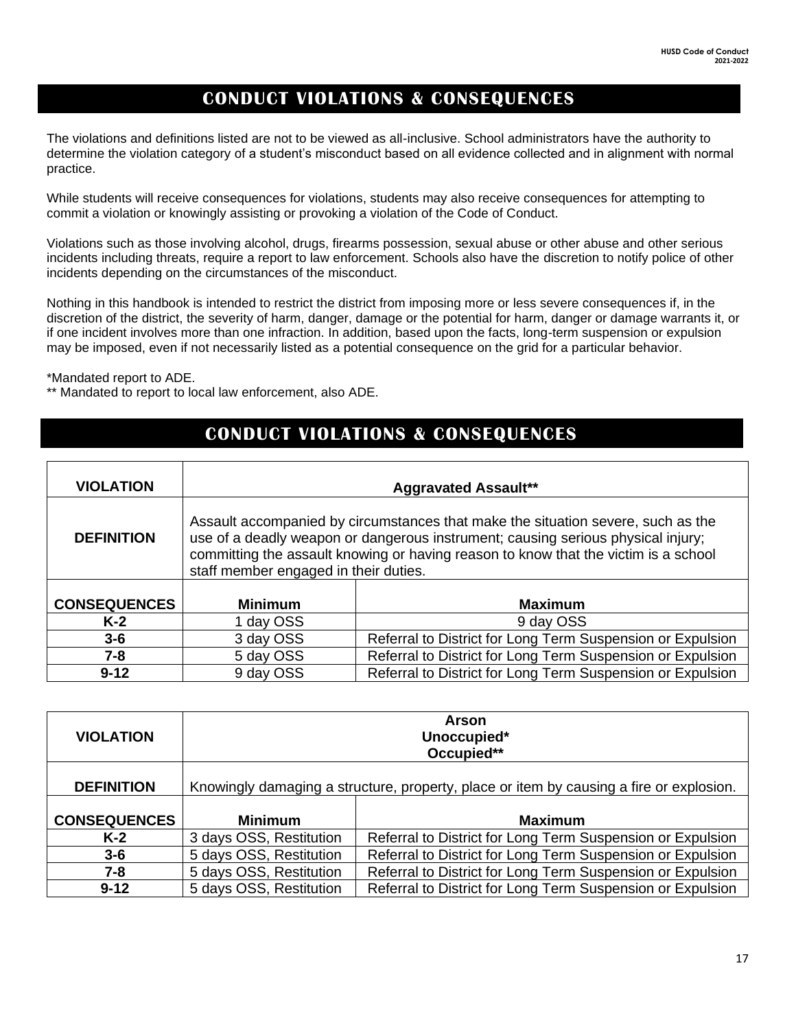## CONDUCT VIOLATIONS & CONSEQUENCES

The violations and definitions listed are not to be viewed as all-inclusive. School administrators have the authority to determine the violation category of a student's misconduct based on all evidence collected and in alignment with normal practice.

While students will receive consequences for violations, students may also receive consequences for attempting to commit a violation or knowingly assisting or provoking a violation of the Code of Conduct.

Violations such as those involving alcohol, drugs, firearms possession, sexual abuse or other abuse and other serious incidents including threats, require a report to law enforcement. Schools also have the discretion to notify police of other incidents depending on the circumstances of the misconduct.

Nothing in this handbook is intended to restrict the district from imposing more or less severe consequences if, in the discretion of the district, the severity of harm, danger, damage or the potential for harm, danger or damage warrants it, or if one incident involves more than one infraction. In addition, based upon the facts, long-term suspension or expulsion may be imposed, even if not necessarily listed as a potential consequence on the grid for a particular behavior.

*Mandated report to ADE.
** Mandated to report to local law enforcement, also ADE.

## CONDUCT VIOLATIONS & CONSEQUENCES

| **VIOLATION** | **Aggravated Assault**** | |
|---|---|---|
| **DEFINITION** | Assault accompanied by circumstances that make the situation severe, such as the use of a deadly weapon or dangerous instrument; causing serious physical injury; committing the assault knowing or having reason to know that the victim is a school staff member engaged in their duties. | |
| **CONSEQUENCES** | **Minimum** | **Maximum** |
| **K-2** | 1 day OSS | 9 day OSS |
| **3-6** | 3 day OSS | Referral to District for Long Term Suspension or Expulsion |
| **7-8** | 5 day OSS | Referral to District for Long Term Suspension or Expulsion |
| **9-12** | 9 day OSS | Referral to District for Long Term Suspension or Expulsion |

| **VIOLATION** | **Arson**<br>**Unoccupied***<br>**Occupied**** | |
|---|---|---|
| **DEFINITION** | Knowingly damaging a structure, property, place or item by causing a fire or explosion. | |
| **CONSEQUENCES** | **Minimum** | **Maximum** |
| **K-2** | 3 days OSS, Restitution | Referral to District for Long Term Suspension or Expulsion |
| **3-6** | 5 days OSS, Restitution | Referral to District for Long Term Suspension or Expulsion |
| **7-8** | 5 days OSS, Restitution | Referral to District for Long Term Suspension or Expulsion |
| **9-12** | 5 days OSS, Restitution | Referral to District for Long Term Suspension or Expulsion |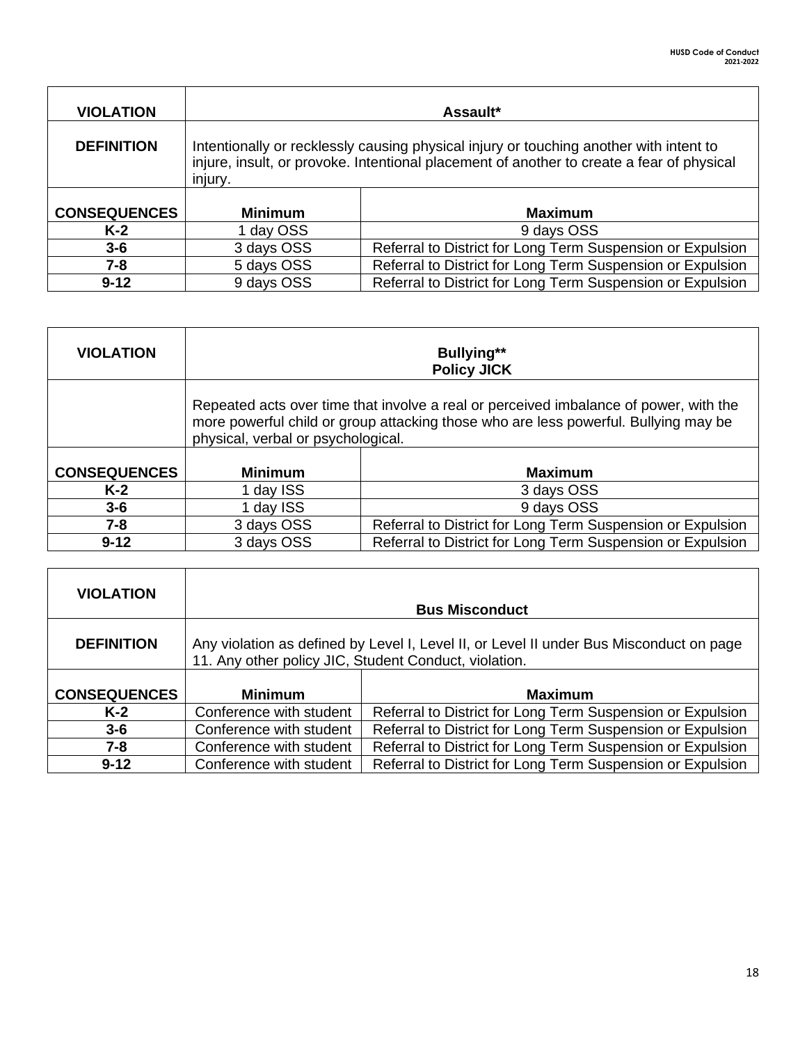| VIOLATION | Assault* | |
|---|---|---|
| **DEFINITION** | Intentionally or recklessly causing physical injury or touching another with intent to injure, insult, or provoke. Intentional placement of another to create a fear of physical injury. | |
| **CONSEQUENCES** | **Minimum** | **Maximum** |
| **K-2** | 1 day OSS | 9 days OSS |
| **3-6** | 3 days OSS | Referral to District for Long Term Suspension or Expulsion |
| **7-8** | 5 days OSS | Referral to District for Long Term Suspension or Expulsion |
| **9-12** | 9 days OSS | Referral to District for Long Term Suspension or Expulsion |

| VIOLATION | Bullying** Policy JICK | |
|---|---|---|
| | Repeated acts over time that involve a real or perceived imbalance of power, with the more powerful child or group attacking those who are less powerful. Bullying may be physical, verbal or psychological. | |
| **CONSEQUENCES** | **Minimum** | **Maximum** |
| **K-2** | 1 day ISS | 3 days OSS |
| **3-6** | 1 day ISS | 9 days OSS |
| **7-8** | 3 days OSS | Referral to District for Long Term Suspension or Expulsion |
| **9-12** | 3 days OSS | Referral to District for Long Term Suspension or Expulsion |

| VIOLATION | Bus Misconduct | |
|---|---|---|
| **DEFINITION** | Any violation as defined by Level I, Level II, or Level II under Bus Misconduct on page 11. Any other policy JIC, Student Conduct, violation. | |
| **CONSEQUENCES** | **Minimum** | **Maximum** |
| **K-2** | Conference with student | Referral to District for Long Term Suspension or Expulsion |
| **3-6** | Conference with student | Referral to District for Long Term Suspension or Expulsion |
| **7-8** | Conference with student | Referral to District for Long Term Suspension or Expulsion |
| **9-12** | Conference with student | Referral to District for Long Term Suspension or Expulsion |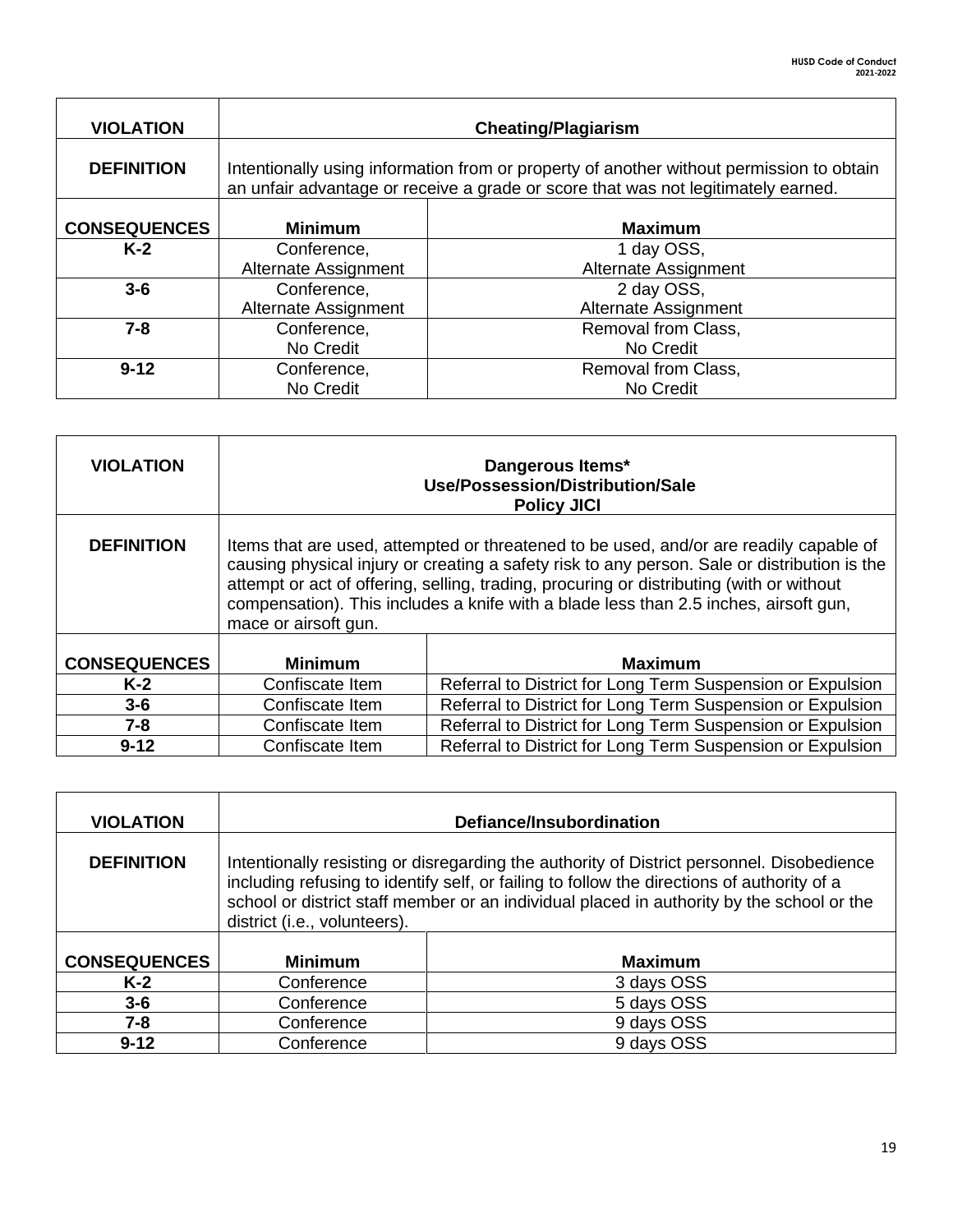| VIOLATION | Cheating/Plagiarism | |
|---|---|---|
| DEFINITION | Intentionally using information from or property of another without permission to obtain an unfair advantage or receive a grade or score that was not legitimately earned. | |
| CONSEQUENCES | Minimum | Maximum |
| K-2 | Conference, Alternate Assignment | 1 day OSS, Alternate Assignment |
| 3-6 | Conference, Alternate Assignment | 2 day OSS, Alternate Assignment |
| 7-8 | Conference, No Credit | Removal from Class, No Credit |
| 9-12 | Conference, No Credit | Removal from Class, No Credit |

| VIOLATION | Dangerous Items* Use/Possession/Distribution/Sale Policy JICI | |
|---|---|---|
| DEFINITION | Items that are used, attempted or threatened to be used, and/or are readily capable of causing physical injury or creating a safety risk to any person. Sale or distribution is the attempt or act of offering, selling, trading, procuring or distributing (with or without compensation). This includes a knife with a blade less than 2.5 inches, airsoft gun, mace or airsoft gun. | |
| CONSEQUENCES | Minimum | Maximum |
| K-2 | Confiscate Item | Referral to District for Long Term Suspension or Expulsion |
| 3-6 | Confiscate Item | Referral to District for Long Term Suspension or Expulsion |
| 7-8 | Confiscate Item | Referral to District for Long Term Suspension or Expulsion |
| 9-12 | Confiscate Item | Referral to District for Long Term Suspension or Expulsion |

| VIOLATION | Defiance/Insubordination | |
|---|---|---|
| DEFINITION | Intentionally resisting or disregarding the authority of District personnel. Disobedience including refusing to identify self, or failing to follow the directions of authority of a school or district staff member or an individual placed in authority by the school or the district (i.e., volunteers). | |
| CONSEQUENCES | Minimum | Maximum |
| K-2 | Conference | 3 days OSS |
| 3-6 | Conference | 5 days OSS |
| 7-8 | Conference | 9 days OSS |
| 9-12 | Conference | 9 days OSS |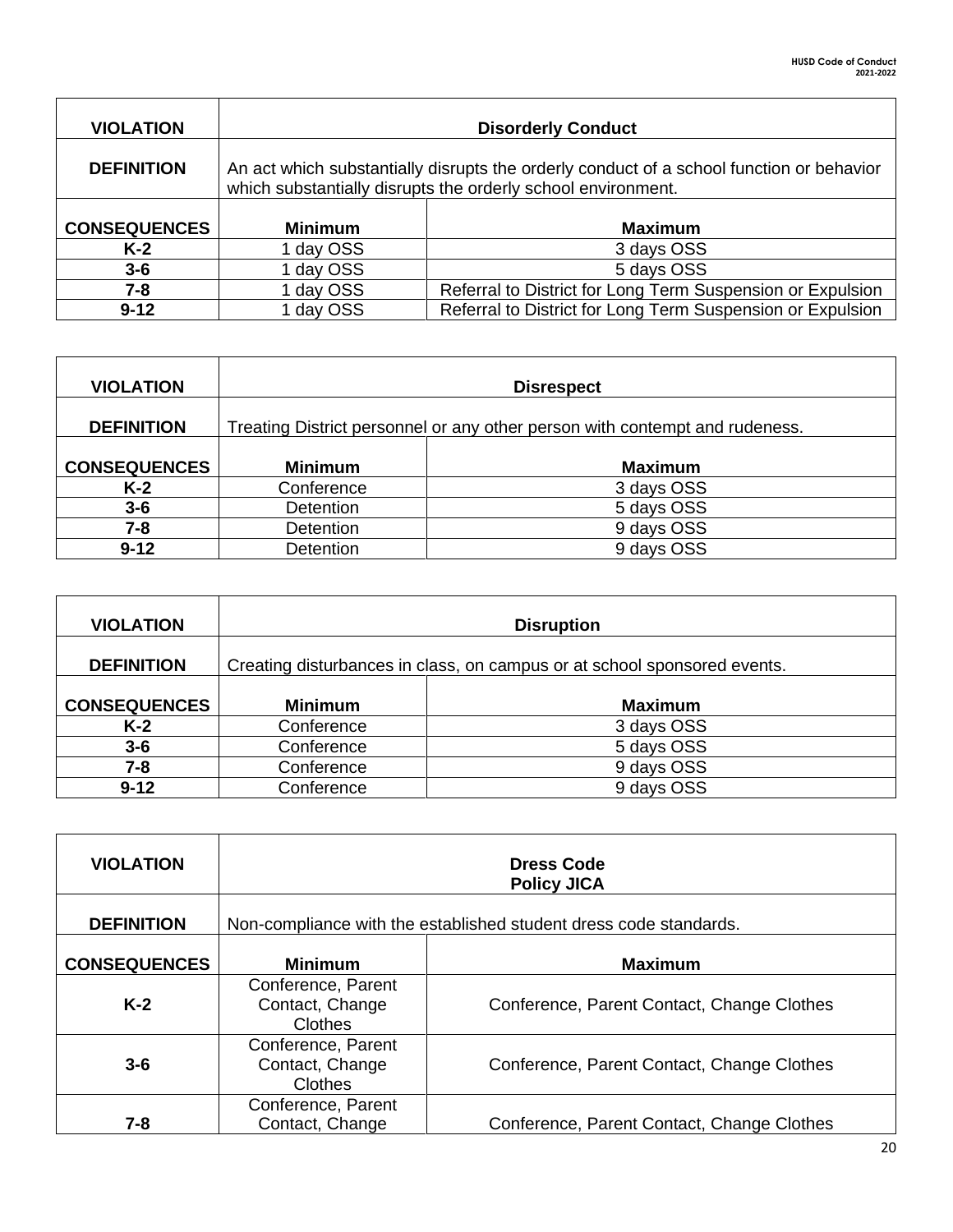| VIOLATION | Disorderly Conduct | |
|---|---|---|
| DEFINITION | An act which substantially disrupts the orderly conduct of a school function or behavior which substantially disrupts the orderly school environment. | |
| CONSEQUENCES | Minimum | Maximum |
| K-2 | 1 day OSS | 3 days OSS |
| 3-6 | 1 day OSS | 5 days OSS |
| 7-8 | 1 day OSS | Referral to District for Long Term Suspension or Expulsion |
| 9-12 | 1 day OSS | Referral to District for Long Term Suspension or Expulsion |

| VIOLATION | Disrespect | |
|---|---|---|
| DEFINITION | Treating District personnel or any other person with contempt and rudeness. | |
| CONSEQUENCES | Minimum | Maximum |
| K-2 | Conference | 3 days OSS |
| 3-6 | Detention | 5 days OSS |
| 7-8 | Detention | 9 days OSS |
| 9-12 | Detention | 9 days OSS |

| VIOLATION | Disruption | |
|---|---|---|
| DEFINITION | Creating disturbances in class, on campus or at school sponsored events. | |
| CONSEQUENCES | Minimum | Maximum |
| K-2 | Conference | 3 days OSS |
| 3-6 | Conference | 5 days OSS |
| 7-8 | Conference | 9 days OSS |
| 9-12 | Conference | 9 days OSS |

| VIOLATION | Dress Code Policy JICA | |
|---|---|---|
| DEFINITION | Non-compliance with the established student dress code standards. | |
| CONSEQUENCES | Minimum | Maximum |
| K-2 | Conference, Parent Contact, Change Clothes | Conference, Parent Contact, Change Clothes |
| 3-6 | Conference, Parent Contact, Change Clothes | Conference, Parent Contact, Change Clothes |
| 7-8 | Conference, Parent Contact, Change | Conference, Parent Contact, Change Clothes |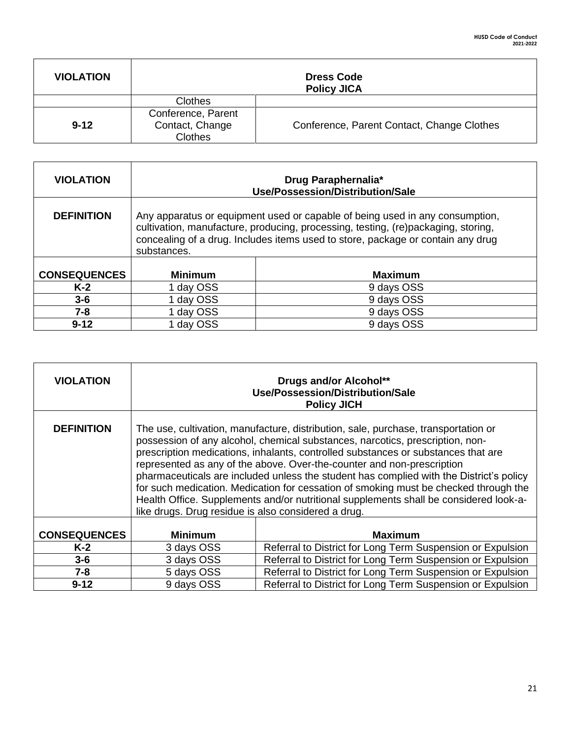| VIOLATION | Dress Code<br>Policy JICA | |
|---|---|---|
| | Clothes | |
| 9-12 | Conference, Parent Contact, Change Clothes | Conference, Parent Contact, Change Clothes |

| VIOLATION | Drug Paraphernalia*<br>Use/Possession/Distribution/Sale | |
|---|---|---|
| DEFINITION | Any apparatus or equipment used or capable of being used in any consumption, cultivation, manufacture, producing, processing, testing, (re)packaging, storing, concealing of a drug. Includes items used to store, package or contain any drug substances. | |
| CONSEQUENCES | Minimum | Maximum |
| K-2 | 1 day OSS | 9 days OSS |
| 3-6 | 1 day OSS | 9 days OSS |
| 7-8 | 1 day OSS | 9 days OSS |
| 9-12 | 1 day OSS | 9 days OSS |

| VIOLATION | Drugs and/or Alcohol**<br>Use/Possession/Distribution/Sale<br>Policy JICH | |
|---|---|---|
| DEFINITION | The use, cultivation, manufacture, distribution, sale, purchase, transportation or possession of any alcohol, chemical substances, narcotics, prescription, non-prescription medications, inhalants, controlled substances or substances that are represented as any of the above. Over-the-counter and non-prescription pharmaceuticals are included unless the student has complied with the District's policy for such medication. Medication for cessation of smoking must be checked through the Health Office. Supplements and/or nutritional supplements shall be considered look-a-like drugs. Drug residue is also considered a drug. | |
| CONSEQUENCES | Minimum | Maximum |
| K-2 | 3 days OSS | Referral to District for Long Term Suspension or Expulsion |
| 3-6 | 3 days OSS | Referral to District for Long Term Suspension or Expulsion |
| 7-8 | 5 days OSS | Referral to District for Long Term Suspension or Expulsion |
| 9-12 | 9 days OSS | Referral to District for Long Term Suspension or Expulsion |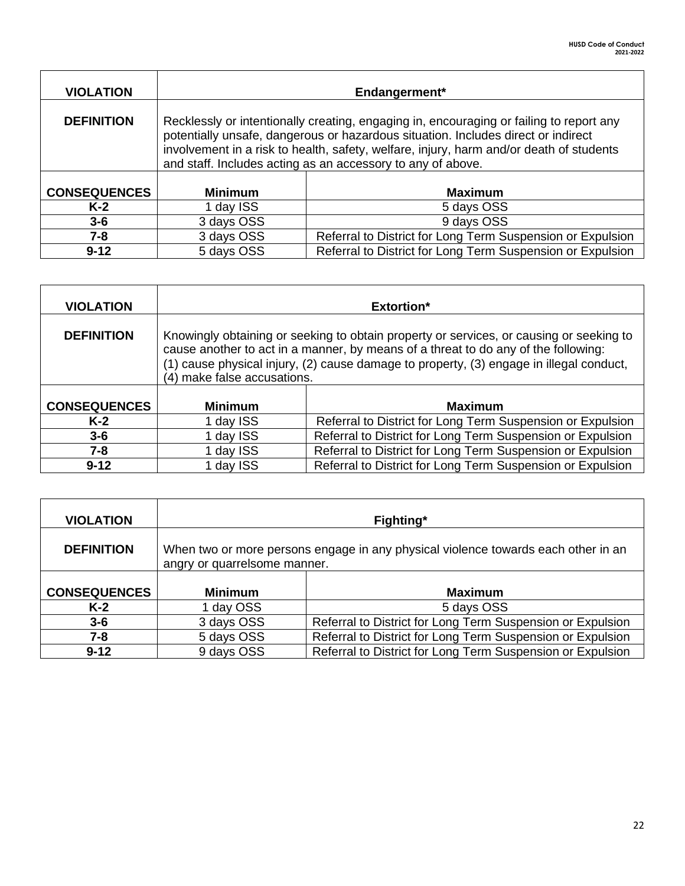| VIOLATION | Endangerment* | |
|---|---|---|
| **DEFINITION** | Recklessly or intentionally creating, engaging in, encouraging or failing to report any potentially unsafe, dangerous or hazardous situation. Includes direct or indirect involvement in a risk to health, safety, welfare, injury, harm and/or death of students and staff. Includes acting as an accessory to any of above. | |
| **CONSEQUENCES** | **Minimum** | **Maximum** |
| **K-2** | 1 day ISS | 5 days OSS |
| **3-6** | 3 days OSS | 9 days OSS |
| **7-8** | 3 days OSS | Referral to District for Long Term Suspension or Expulsion |
| **9-12** | 5 days OSS | Referral to District for Long Term Suspension or Expulsion |

| VIOLATION | Extortion* | |
|---|---|---|
| **DEFINITION** | Knowingly obtaining or seeking to obtain property or services, or causing or seeking to cause another to act in a manner, by means of a threat to do any of the following: (1) cause physical injury, (2) cause damage to property, (3) engage in illegal conduct, (4) make false accusations. | |
| **CONSEQUENCES** | **Minimum** | **Maximum** |
| **K-2** | 1 day ISS | Referral to District for Long Term Suspension or Expulsion |
| **3-6** | 1 day ISS | Referral to District for Long Term Suspension or Expulsion |
| **7-8** | 1 day ISS | Referral to District for Long Term Suspension or Expulsion |
| **9-12** | 1 day ISS | Referral to District for Long Term Suspension or Expulsion |

| VIOLATION | Fighting* | |
|---|---|---|
| **DEFINITION** | When two or more persons engage in any physical violence towards each other in an angry or quarrelsome manner. | |
| **CONSEQUENCES** | **Minimum** | **Maximum** |
| **K-2** | 1 day OSS | 5 days OSS |
| **3-6** | 3 days OSS | Referral to District for Long Term Suspension or Expulsion |
| **7-8** | 5 days OSS | Referral to District for Long Term Suspension or Expulsion |
| **9-12** | 9 days OSS | Referral to District for Long Term Suspension or Expulsion |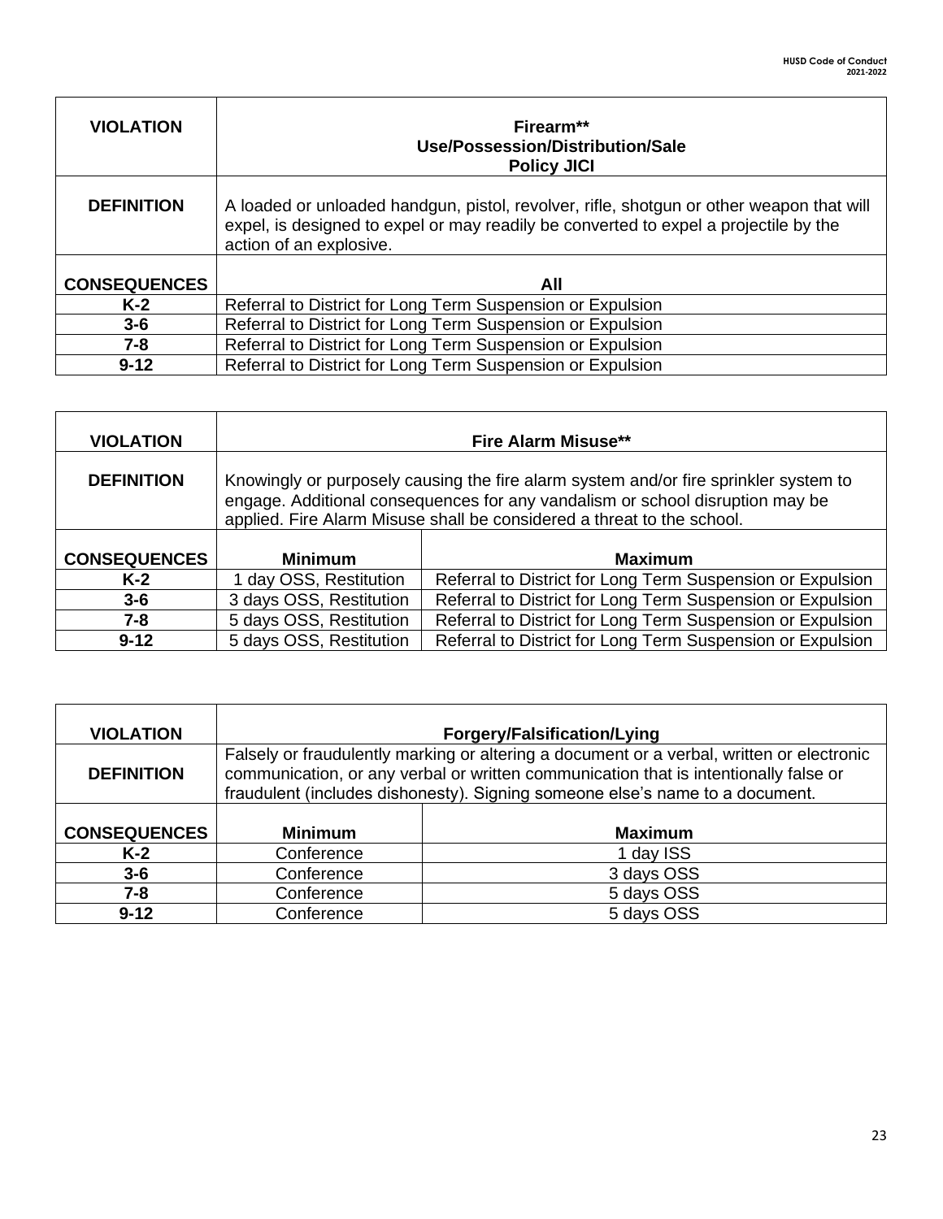| VIOLATION | Firearm**<br>Use/Possession/Distribution/Sale<br>Policy JICI |
|---|---|
| **DEFINITION** | A loaded or unloaded handgun, pistol, revolver, rifle, shotgun or other weapon that will expel, is designed to expel or may readily be converted to expel a projectile by the action of an explosive. |
| **CONSEQUENCES** | **All** |
| **K-2** | Referral to District for Long Term Suspension or Expulsion |
| **3-6** | Referral to District for Long Term Suspension or Expulsion |
| **7-8** | Referral to District for Long Term Suspension or Expulsion |
| **9-12** | Referral to District for Long Term Suspension or Expulsion |

| VIOLATION | Fire Alarm Misuse** | |
|---|---|---|
| **DEFINITION** | Knowingly or purposely causing the fire alarm system and/or fire sprinkler system to engage. Additional consequences for any vandalism or school disruption may be applied. Fire Alarm Misuse shall be considered a threat to the school. | |
| **CONSEQUENCES** | **Minimum** | **Maximum** |
| **K-2** | 1 day OSS, Restitution | Referral to District for Long Term Suspension or Expulsion |
| **3-6** | 3 days OSS, Restitution | Referral to District for Long Term Suspension or Expulsion |
| **7-8** | 5 days OSS, Restitution | Referral to District for Long Term Suspension or Expulsion |
| **9-12** | 5 days OSS, Restitution | Referral to District for Long Term Suspension or Expulsion |

| VIOLATION | Forgery/Falsification/Lying | |
|---|---|---|
| **DEFINITION** | Falsely or fraudulently marking or altering a document or a verbal, written or electronic communication, or any verbal or written communication that is intentionally false or fraudulent (includes dishonesty). Signing someone else's name to a document. | |
| **CONSEQUENCES** | **Minimum** | **Maximum** |
| **K-2** | Conference | 1 day ISS |
| **3-6** | Conference | 3 days OSS |
| **7-8** | Conference | 5 days OSS |
| **9-12** | Conference | 5 days OSS |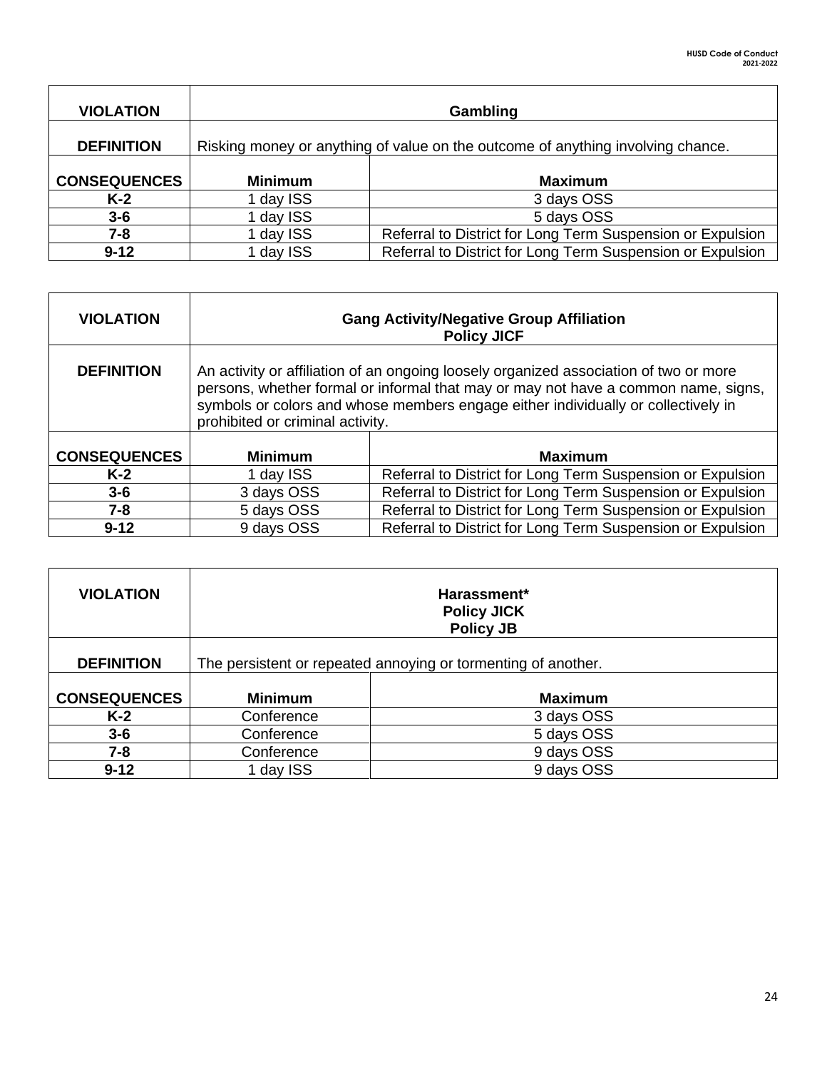| VIOLATION | Gambling | |
|---|---|---|
| DEFINITION | Risking money or anything of value on the outcome of anything involving chance. | |
| CONSEQUENCES | Minimum | Maximum |
| K-2 | 1 day ISS | 3 days OSS |
| 3-6 | 1 day ISS | 5 days OSS |
| 7-8 | 1 day ISS | Referral to District for Long Term Suspension or Expulsion |
| 9-12 | 1 day ISS | Referral to District for Long Term Suspension or Expulsion |

| VIOLATION | Gang Activity/Negative Group Affiliation Policy JICF | |
|---|---|---|
| DEFINITION | An activity or affiliation of an ongoing loosely organized association of two or more persons, whether formal or informal that may or may not have a common name, signs, symbols or colors and whose members engage either individually or collectively in prohibited or criminal activity. | |
| CONSEQUENCES | Minimum | Maximum |
| K-2 | 1 day ISS | Referral to District for Long Term Suspension or Expulsion |
| 3-6 | 3 days OSS | Referral to District for Long Term Suspension or Expulsion |
| 7-8 | 5 days OSS | Referral to District for Long Term Suspension or Expulsion |
| 9-12 | 9 days OSS | Referral to District for Long Term Suspension or Expulsion |

| VIOLATION | Harassment* Policy JICK Policy JB | |
|---|---|---|
| DEFINITION | The persistent or repeated annoying or tormenting of another. | |
| CONSEQUENCES | Minimum | Maximum |
| K-2 | Conference | 3 days OSS |
| 3-6 | Conference | 5 days OSS |
| 7-8 | Conference | 9 days OSS |
| 9-12 | 1 day ISS | 9 days OSS |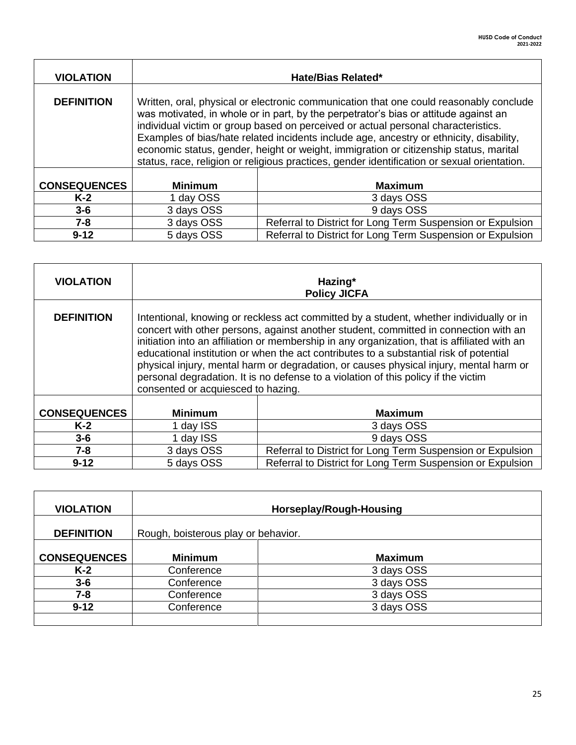| VIOLATION | Hate/Bias Related* | |
|---|---|---|
| DEFINITION | Written, oral, physical or electronic communication that one could reasonably conclude was motivated, in whole or in part, by the perpetrator's bias or attitude against an individual victim or group based on perceived or actual personal characteristics. Examples of bias/hate related incidents include age, ancestry or ethnicity, disability, economic status, gender, height or weight, immigration or citizenship status, marital status, race, religion or religious practices, gender identification or sexual orientation. | |
| CONSEQUENCES | Minimum | Maximum |
| K-2 | 1 day OSS | 3 days OSS |
| 3-6 | 3 days OSS | 9 days OSS |
| 7-8 | 3 days OSS | Referral to District for Long Term Suspension or Expulsion |
| 9-12 | 5 days OSS | Referral to District for Long Term Suspension or Expulsion |

| VIOLATION | Hazing* Policy JICFA | |
|---|---|---|
| DEFINITION | Intentional, knowing or reckless act committed by a student, whether individually or in concert with other persons, against another student, committed in connection with an initiation into an affiliation or membership in any organization, that is affiliated with an educational institution or when the act contributes to a substantial risk of potential physical injury, mental harm or degradation, or causes physical injury, mental harm or personal degradation. It is no defense to a violation of this policy if the victim consented or acquiesced to hazing. | |
| CONSEQUENCES | Minimum | Maximum |
| K-2 | 1 day ISS | 3 days OSS |
| 3-6 | 1 day ISS | 9 days OSS |
| 7-8 | 3 days OSS | Referral to District for Long Term Suspension or Expulsion |
| 9-12 | 5 days OSS | Referral to District for Long Term Suspension or Expulsion |

| VIOLATION | Horseplay/Rough-Housing | |
|---|---|---|
| DEFINITION | Rough, boisterous play or behavior. | |
| CONSEQUENCES | Minimum | Maximum |
| K-2 | Conference | 3 days OSS |
| 3-6 | Conference | 3 days OSS |
| 7-8 | Conference | 3 days OSS |
| 9-12 | Conference | 3 days OSS |
| | | |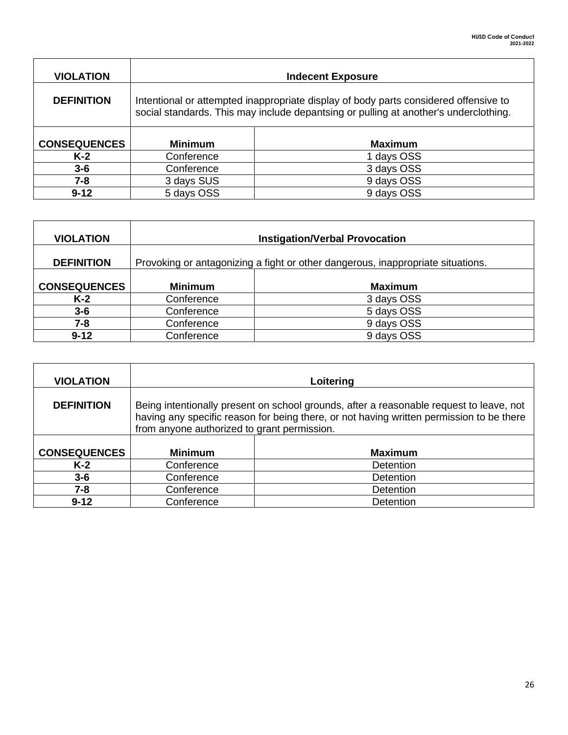| VIOLATION | Indecent Exposure | |
|---|---|---|
| **DEFINITION** | Intentional or attempted inappropriate display of body parts considered offensive to social standards. This may include depantsing or pulling at another's underclothing. | |
| **CONSEQUENCES** | **Minimum** | **Maximum** |
| **K-2** | Conference | 1 days OSS |
| **3-6** | Conference | 3 days OSS |
| **7-8** | 3 days SUS | 9 days OSS |
| **9-12** | 5 days OSS | 9 days OSS |

| VIOLATION | Instigation/Verbal Provocation | |
|---|---|---|
| **DEFINITION** | Provoking or antagonizing a fight or other dangerous, inappropriate situations. | |
| **CONSEQUENCES** | **Minimum** | **Maximum** |
| **K-2** | Conference | 3 days OSS |
| **3-6** | Conference | 5 days OSS |
| **7-8** | Conference | 9 days OSS |
| **9-12** | Conference | 9 days OSS |

| VIOLATION | Loitering | |
|---|---|---|
| **DEFINITION** | Being intentionally present on school grounds, after a reasonable request to leave, not having any specific reason for being there, or not having written permission to be there from anyone authorized to grant permission. | |
| **CONSEQUENCES** | **Minimum** | **Maximum** |
| **K-2** | Conference | Detention |
| **3-6** | Conference | Detention |
| **7-8** | Conference | Detention |
| **9-12** | Conference | Detention |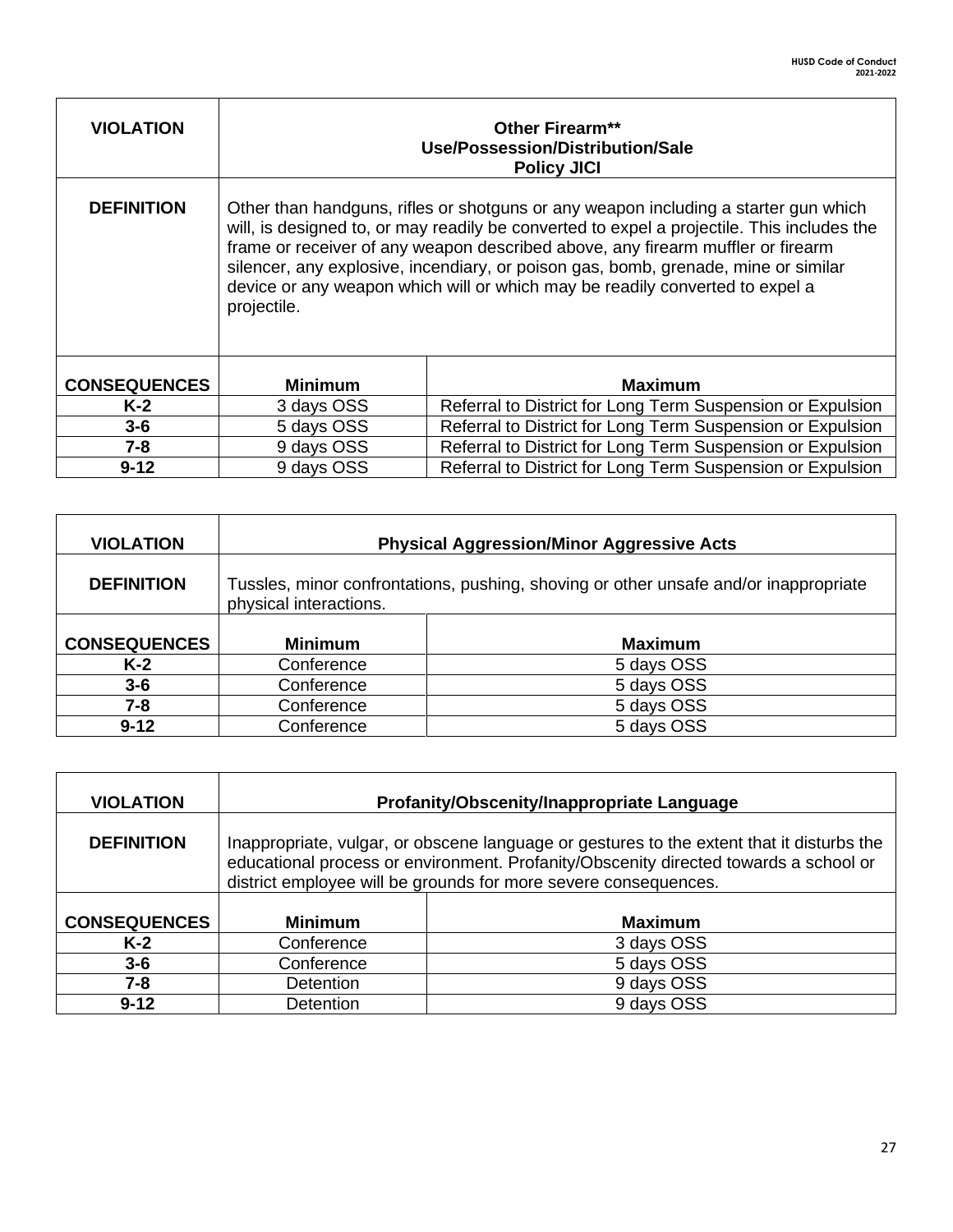| VIOLATION | Other Firearm** Use/Possession/Distribution/Sale Policy JICI | |
|---|---|---|
| DEFINITION | Other than handguns, rifles or shotguns or any weapon including a starter gun which will, is designed to, or may readily be converted to expel a projectile. This includes the frame or receiver of any weapon described above, any firearm muffler or firearm silencer, any explosive, incendiary, or poison gas, bomb, grenade, mine or similar device or any weapon which will or which may be readily converted to expel a projectile. | |
| CONSEQUENCES | Minimum | Maximum |
| K-2 | 3 days OSS | Referral to District for Long Term Suspension or Expulsion |
| 3-6 | 5 days OSS | Referral to District for Long Term Suspension or Expulsion |
| 7-8 | 9 days OSS | Referral to District for Long Term Suspension or Expulsion |
| 9-12 | 9 days OSS | Referral to District for Long Term Suspension or Expulsion |

| VIOLATION | Physical Aggression/Minor Aggressive Acts | |
|---|---|---|
| DEFINITION | Tussles, minor confrontations, pushing, shoving or other unsafe and/or inappropriate physical interactions. | |
| CONSEQUENCES | Minimum | Maximum |
| K-2 | Conference | 5 days OSS |
| 3-6 | Conference | 5 days OSS |
| 7-8 | Conference | 5 days OSS |
| 9-12 | Conference | 5 days OSS |

| VIOLATION | Profanity/Obscenity/Inappropriate Language | |
|---|---|---|
| DEFINITION | Inappropriate, vulgar, or obscene language or gestures to the extent that it disturbs the educational process or environment. Profanity/Obscenity directed towards a school or district employee will be grounds for more severe consequences. | |
| CONSEQUENCES | Minimum | Maximum |
| K-2 | Conference | 3 days OSS |
| 3-6 | Conference | 5 days OSS |
| 7-8 | Detention | 9 days OSS |
| 9-12 | Detention | 9 days OSS |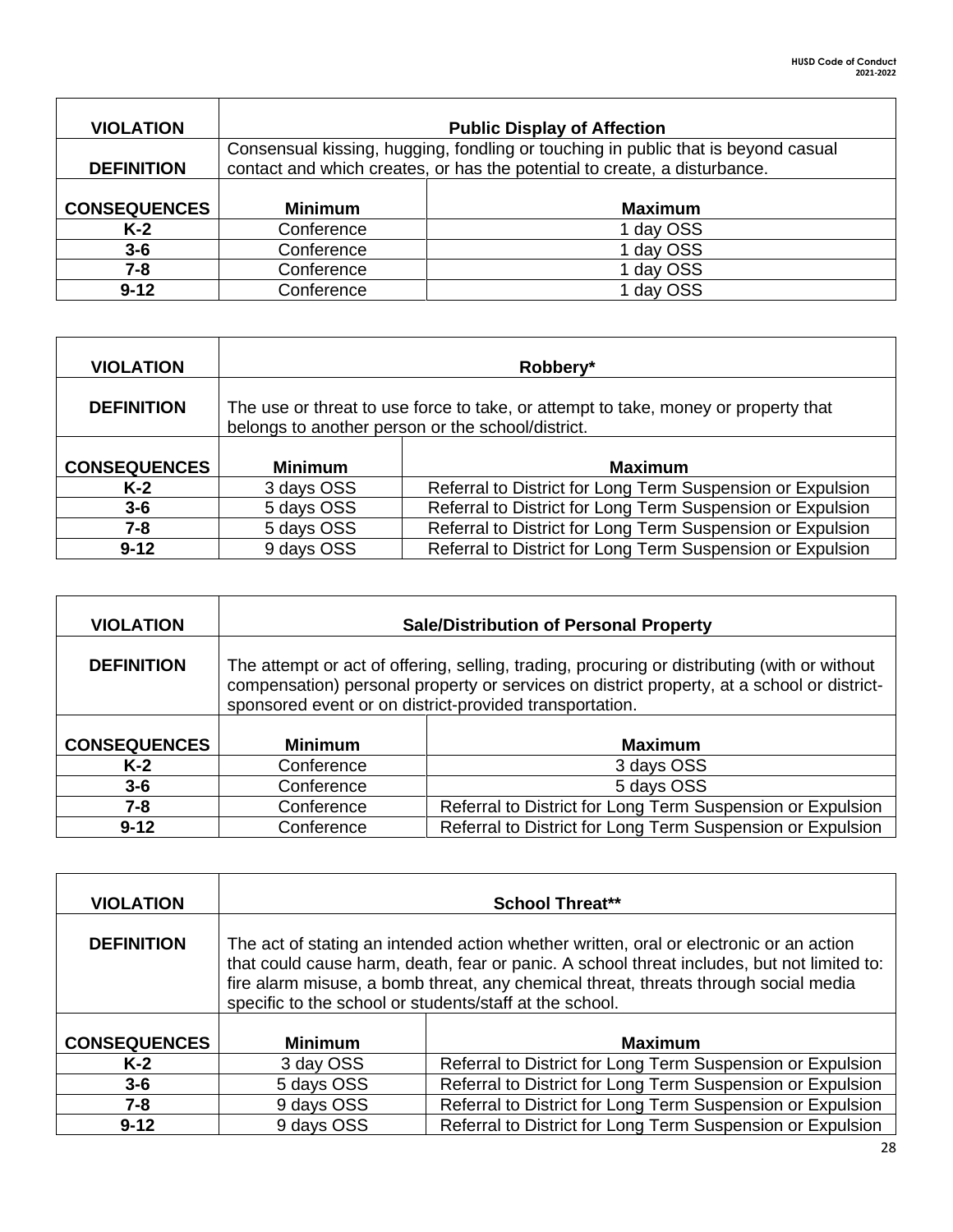| VIOLATION | Public Display of Affection | |
|---|---|---|
| DEFINITION | Consensual kissing, hugging, fondling or touching in public that is beyond casual contact and which creates, or has the potential to create, a disturbance. | |
| CONSEQUENCES | Minimum | Maximum |
| K-2 | Conference | 1 day OSS |
| 3-6 | Conference | 1 day OSS |
| 7-8 | Conference | 1 day OSS |
| 9-12 | Conference | 1 day OSS |

| VIOLATION | Robbery* | |
|---|---|---|
| DEFINITION | The use or threat to use force to take, or attempt to take, money or property that belongs to another person or the school/district. | |
| CONSEQUENCES | Minimum | Maximum |
| K-2 | 3 days OSS | Referral to District for Long Term Suspension or Expulsion |
| 3-6 | 5 days OSS | Referral to District for Long Term Suspension or Expulsion |
| 7-8 | 5 days OSS | Referral to District for Long Term Suspension or Expulsion |
| 9-12 | 9 days OSS | Referral to District for Long Term Suspension or Expulsion |

| VIOLATION | Sale/Distribution of Personal Property | |
|---|---|---|
| DEFINITION | The attempt or act of offering, selling, trading, procuring or distributing (with or without compensation) personal property or services on district property, at a school or district-sponsored event or on district-provided transportation. | |
| CONSEQUENCES | Minimum | Maximum |
| K-2 | Conference | 3 days OSS |
| 3-6 | Conference | 5 days OSS |
| 7-8 | Conference | Referral to District for Long Term Suspension or Expulsion |
| 9-12 | Conference | Referral to District for Long Term Suspension or Expulsion |

| VIOLATION | School Threat** | |
|---|---|---|
| DEFINITION | The act of stating an intended action whether written, oral or electronic or an action that could cause harm, death, fear or panic. A school threat includes, but not limited to: fire alarm misuse, a bomb threat, any chemical threat, threats through social media specific to the school or students/staff at the school. | |
| CONSEQUENCES | Minimum | Maximum |
| K-2 | 3 day OSS | Referral to District for Long Term Suspension or Expulsion |
| 3-6 | 5 days OSS | Referral to District for Long Term Suspension or Expulsion |
| 7-8 | 9 days OSS | Referral to District for Long Term Suspension or Expulsion |
| 9-12 | 9 days OSS | Referral to District for Long Term Suspension or Expulsion |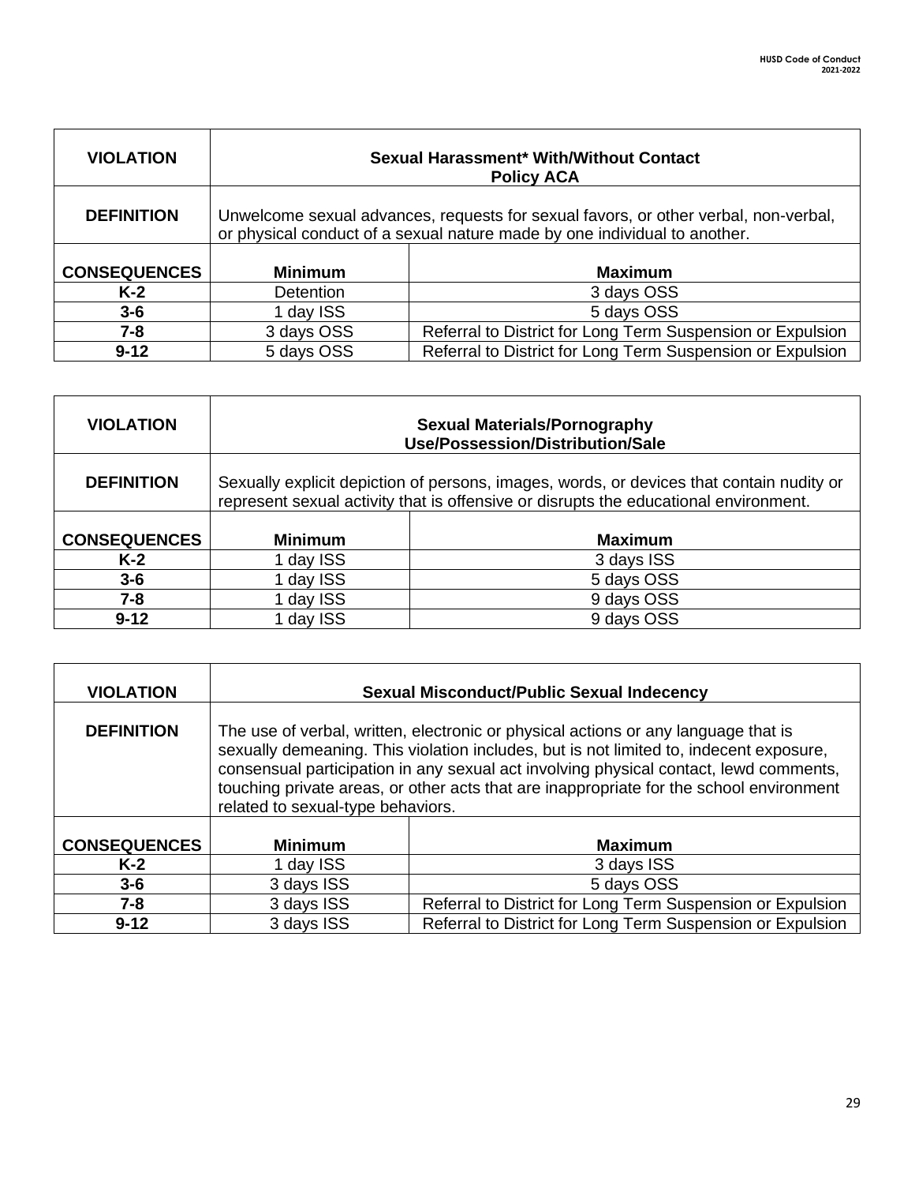| VIOLATION | Sexual Harassment* With/Without Contact Policy ACA | |
|---|---|---|
| DEFINITION | Unwelcome sexual advances, requests for sexual favors, or other verbal, non-verbal, or physical conduct of a sexual nature made by one individual to another. | |
| CONSEQUENCES | Minimum | Maximum |
| K-2 | Detention | 3 days OSS |
| 3-6 | 1 day ISS | 5 days OSS |
| 7-8 | 3 days OSS | Referral to District for Long Term Suspension or Expulsion |
| 9-12 | 5 days OSS | Referral to District for Long Term Suspension or Expulsion |

| VIOLATION | Sexual Materials/Pornography Use/Possession/Distribution/Sale | |
|---|---|---|
| DEFINITION | Sexually explicit depiction of persons, images, words, or devices that contain nudity or represent sexual activity that is offensive or disrupts the educational environment. | |
| CONSEQUENCES | Minimum | Maximum |
| K-2 | 1 day ISS | 3 days ISS |
| 3-6 | 1 day ISS | 5 days OSS |
| 7-8 | 1 day ISS | 9 days OSS |
| 9-12 | 1 day ISS | 9 days OSS |

| VIOLATION | Sexual Misconduct/Public Sexual Indecency | |
|---|---|---|
| DEFINITION | The use of verbal, written, electronic or physical actions or any language that is sexually demeaning. This violation includes, but is not limited to, indecent exposure, consensual participation in any sexual act involving physical contact, lewd comments, touching private areas, or other acts that are inappropriate for the school environment related to sexual-type behaviors. | |
| CONSEQUENCES | Minimum | Maximum |
| K-2 | 1 day ISS | 3 days ISS |
| 3-6 | 3 days ISS | 5 days OSS |
| 7-8 | 3 days ISS | Referral to District for Long Term Suspension or Expulsion |
| 9-12 | 3 days ISS | Referral to District for Long Term Suspension or Expulsion |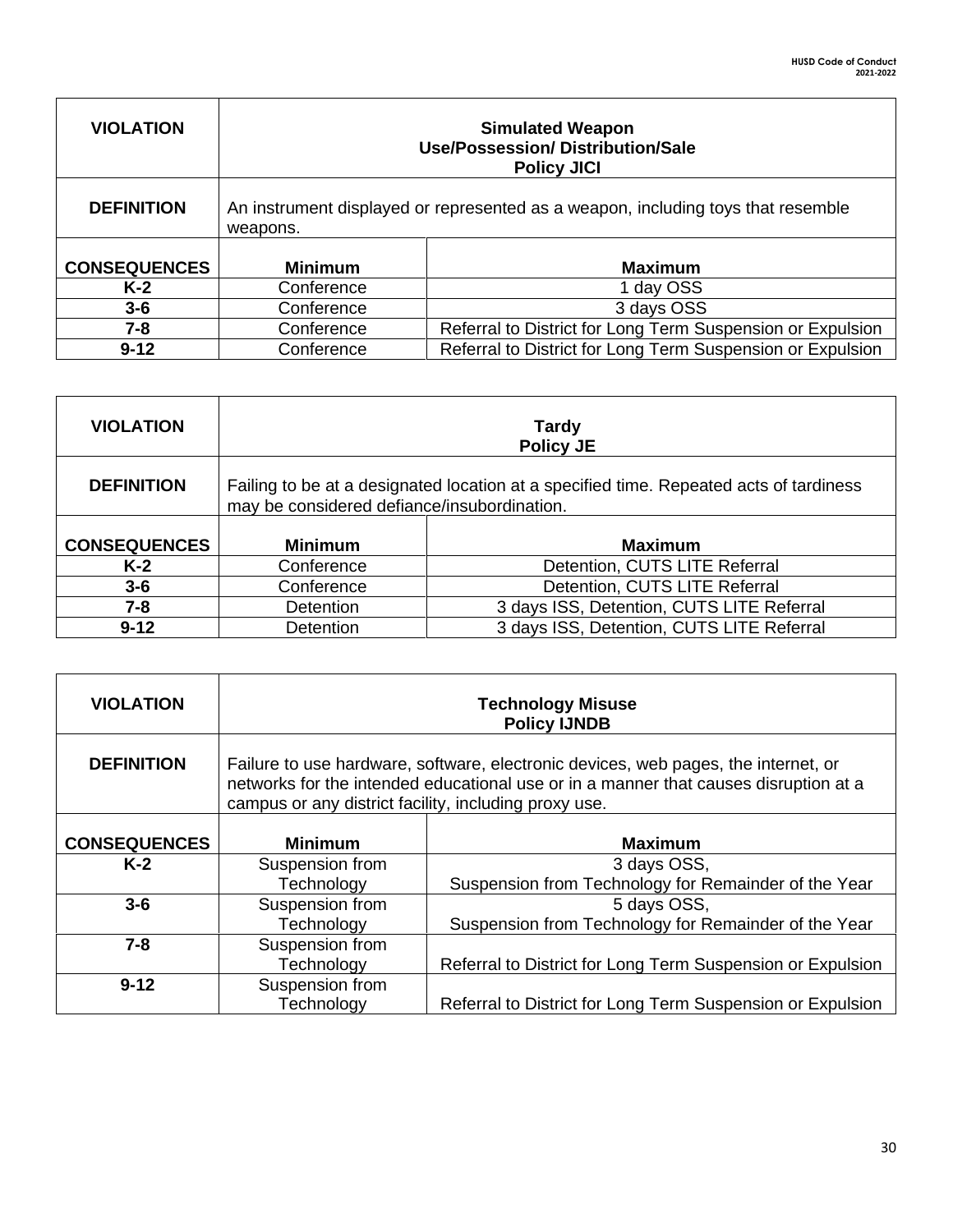| VIOLATION | Simulated Weapon<br>Use/Possession/ Distribution/Sale<br>Policy JICI | |
|---|---|---|
| **DEFINITION** | An instrument displayed or represented as a weapon, including toys that resemble weapons. | |
| **CONSEQUENCES** | **Minimum** | **Maximum** |
| **K-2** | Conference | 1 day OSS |
| **3-6** | Conference | 3 days OSS |
| **7-8** | Conference | Referral to District for Long Term Suspension or Expulsion |
| **9-12** | Conference | Referral to District for Long Term Suspension or Expulsion |

| VIOLATION | Tardy<br>Policy JE | |
|---|---|---|
| **DEFINITION** | Failing to be at a designated location at a specified time. Repeated acts of tardiness may be considered defiance/insubordination. | |
| **CONSEQUENCES** | **Minimum** | **Maximum** |
| **K-2** | Conference | Detention, CUTS LITE Referral |
| **3-6** | Conference | Detention, CUTS LITE Referral |
| **7-8** | Detention | 3 days ISS, Detention, CUTS LITE Referral |
| **9-12** | Detention | 3 days ISS, Detention, CUTS LITE Referral |

| VIOLATION | Technology Misuse<br>Policy IJNDB | |
|---|---|---|
| **DEFINITION** | Failure to use hardware, software, electronic devices, web pages, the internet, or networks for the intended educational use or in a manner that causes disruption at a campus or any district facility, including proxy use. | |
| **CONSEQUENCES** | **Minimum** | **Maximum** |
| **K-2** | Suspension from Technology | 3 days OSS, Suspension from Technology for Remainder of the Year |
| **3-6** | Suspension from Technology | 5 days OSS, Suspension from Technology for Remainder of the Year |
| **7-8** | Suspension from Technology | Referral to District for Long Term Suspension or Expulsion |
| **9-12** | Suspension from Technology | Referral to District for Long Term Suspension or Expulsion |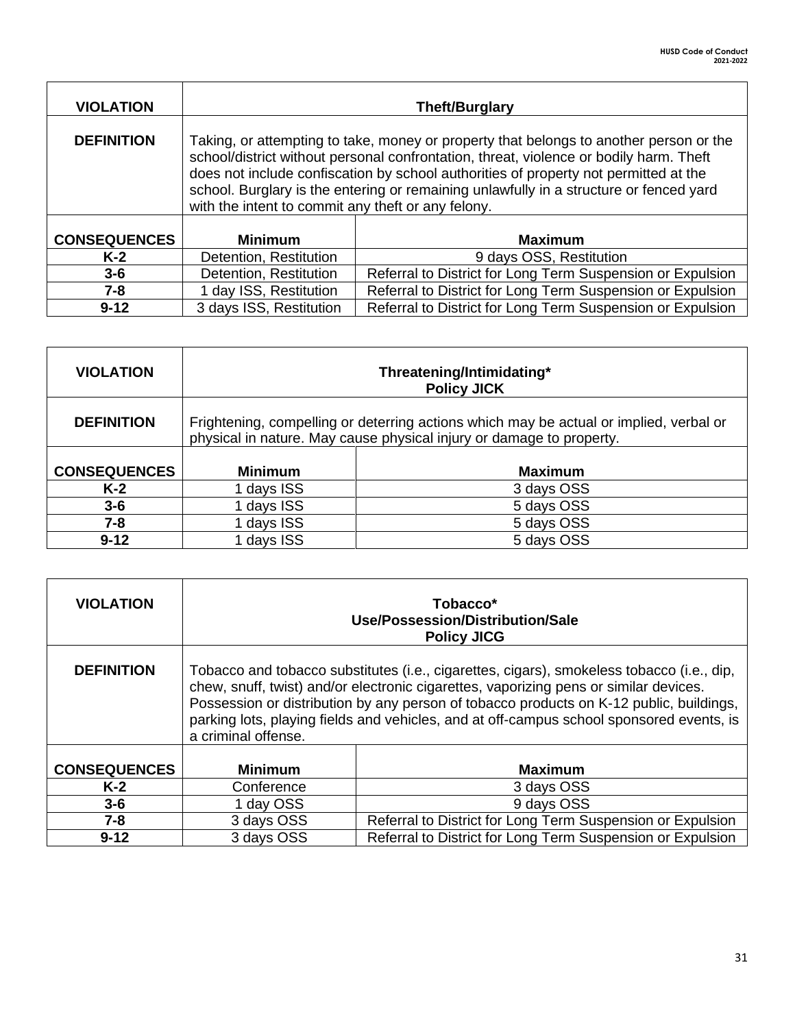| VIOLATION | Theft/Burglary | |
|---|---|---|
| DEFINITION | Taking, or attempting to take, money or property that belongs to another person or the school/district without personal confrontation, threat, violence or bodily harm. Theft does not include confiscation by school authorities of property not permitted at the school. Burglary is the entering or remaining unlawfully in a structure or fenced yard with the intent to commit any theft or any felony. | |
| CONSEQUENCES | Minimum | Maximum |
| K-2 | Detention, Restitution | 9 days OSS, Restitution |
| 3-6 | Detention, Restitution | Referral to District for Long Term Suspension or Expulsion |
| 7-8 | 1 day ISS, Restitution | Referral to District for Long Term Suspension or Expulsion |
| 9-12 | 3 days ISS, Restitution | Referral to District for Long Term Suspension or Expulsion |

| VIOLATION | Threatening/Intimidating* Policy JICK | |
|---|---|---|
| DEFINITION | Frightening, compelling or deterring actions which may be actual or implied, verbal or physical in nature. May cause physical injury or damage to property. | |
| CONSEQUENCES | Minimum | Maximum |
| K-2 | 1 days ISS | 3 days OSS |
| 3-6 | 1 days ISS | 5 days OSS |
| 7-8 | 1 days ISS | 5 days OSS |
| 9-12 | 1 days ISS | 5 days OSS |

| VIOLATION | Tobacco* Use/Possession/Distribution/Sale Policy JICG | |
|---|---|---|
| DEFINITION | Tobacco and tobacco substitutes (i.e., cigarettes, cigars), smokeless tobacco (i.e., dip, chew, snuff, twist) and/or electronic cigarettes, vaporizing pens or similar devices. Possession or distribution by any person of tobacco products on K-12 public, buildings, parking lots, playing fields and vehicles, and at off-campus school sponsored events, is a criminal offense. | |
| CONSEQUENCES | Minimum | Maximum |
| K-2 | Conference | 3 days OSS |
| 3-6 | 1 day OSS | 9 days OSS |
| 7-8 | 3 days OSS | Referral to District for Long Term Suspension or Expulsion |
| 9-12 | 3 days OSS | Referral to District for Long Term Suspension or Expulsion |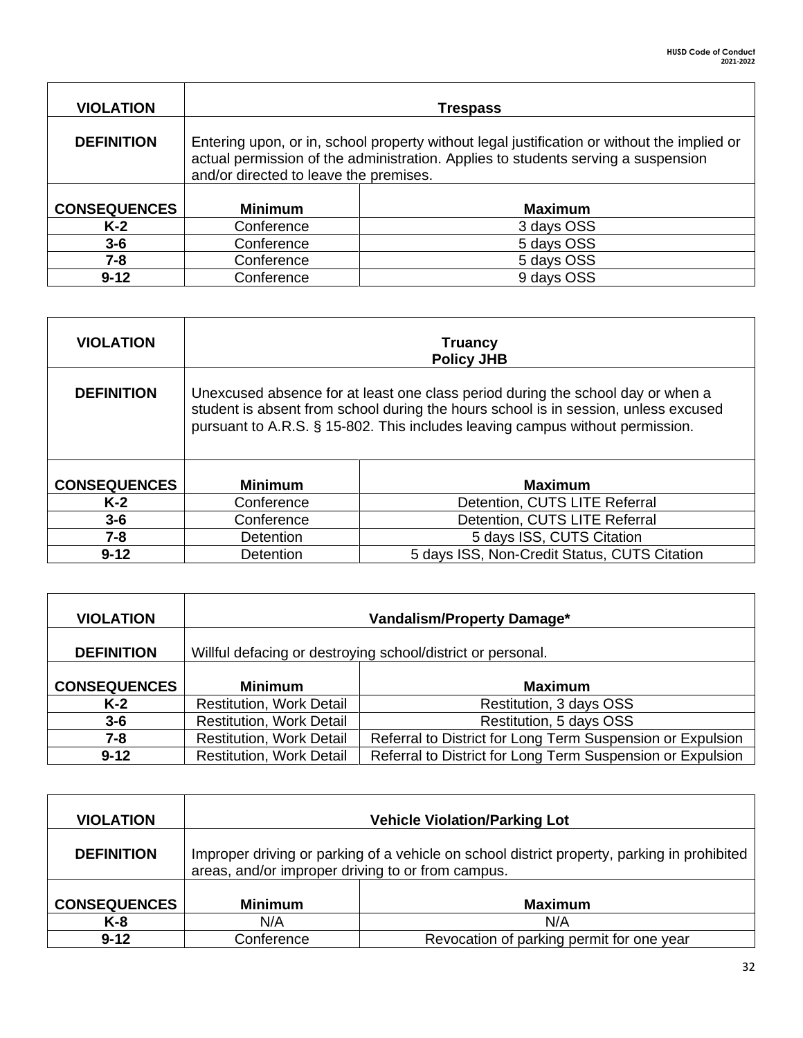| VIOLATION | Trespass | |
|---|---|---|
| DEFINITION | Entering upon, or in, school property without legal justification or without the implied or actual permission of the administration. Applies to students serving a suspension and/or directed to leave the premises. | |
| CONSEQUENCES | Minimum | Maximum |
| K-2 | Conference | 3 days OSS |
| 3-6 | Conference | 5 days OSS |
| 7-8 | Conference | 5 days OSS |
| 9-12 | Conference | 9 days OSS |

| VIOLATION | Truancy<br>Policy JHB | |
|---|---|---|
| DEFINITION | Unexcused absence for at least one class period during the school day or when a student is absent from school during the hours school is in session, unless excused pursuant to A.R.S. § 15-802. This includes leaving campus without permission. | |
| CONSEQUENCES | Minimum | Maximum |
| K-2 | Conference | Detention, CUTS LITE Referral |
| 3-6 | Conference | Detention, CUTS LITE Referral |
| 7-8 | Detention | 5 days ISS, CUTS Citation |
| 9-12 | Detention | 5 days ISS, Non-Credit Status, CUTS Citation |

| VIOLATION | Vandalism/Property Damage* | |
|---|---|---|
| DEFINITION | Willful defacing or destroying school/district or personal. | |
| CONSEQUENCES | Minimum | Maximum |
| K-2 | Restitution, Work Detail | Restitution, 3 days OSS |
| 3-6 | Restitution, Work Detail | Restitution, 5 days OSS |
| 7-8 | Restitution, Work Detail | Referral to District for Long Term Suspension or Expulsion |
| 9-12 | Restitution, Work Detail | Referral to District for Long Term Suspension or Expulsion |

| VIOLATION | Vehicle Violation/Parking Lot | |
|---|---|---|
| DEFINITION | Improper driving or parking of a vehicle on school district property, parking in prohibited areas, and/or improper driving to or from campus. | |
| CONSEQUENCES | Minimum | Maximum |
| K-8 | N/A | N/A |
| 9-12 | Conference | Revocation of parking permit for one year |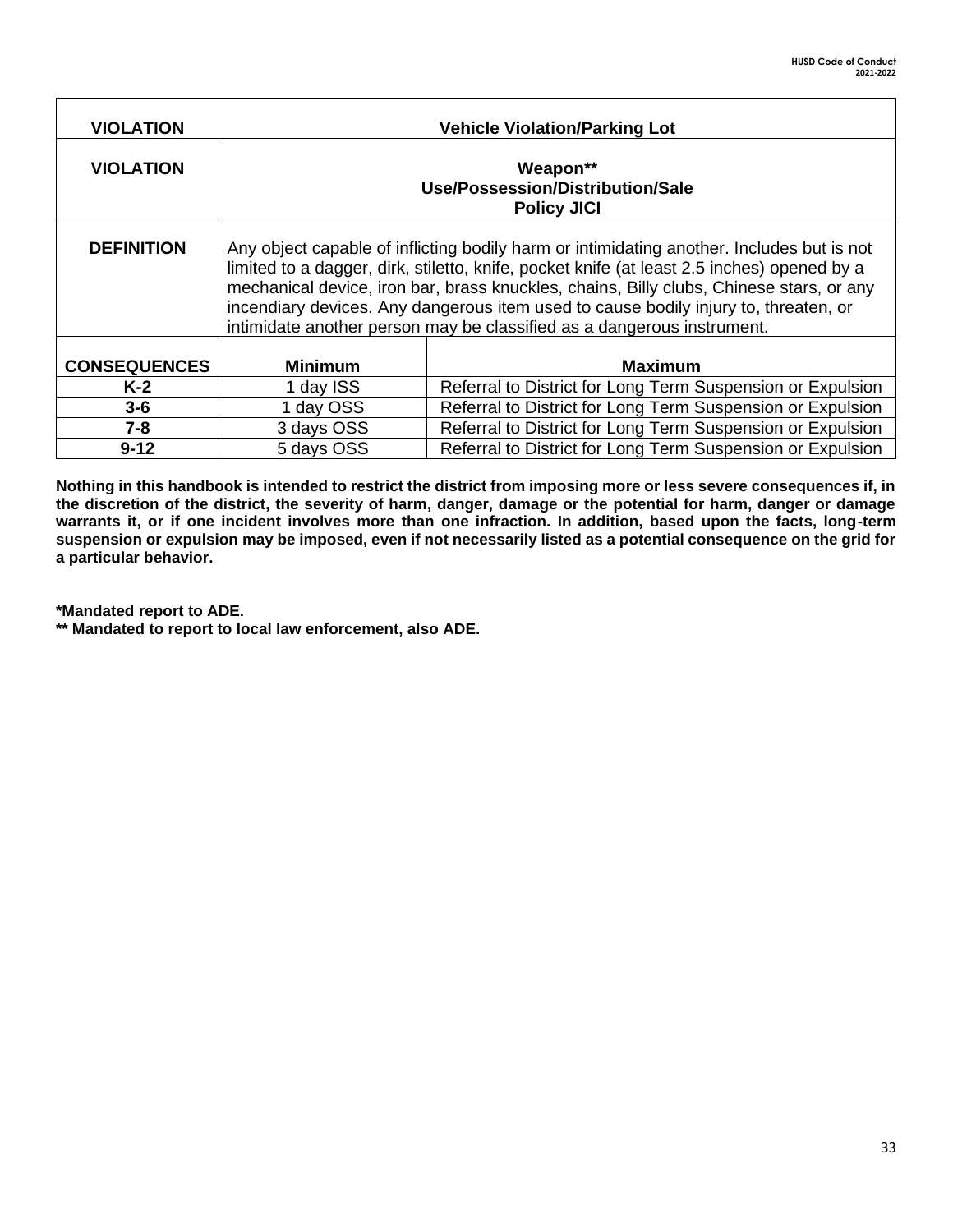| VIOLATION | Vehicle Violation/Parking Lot | |
|---|---|---|
| **VIOLATION** | **Weapon**<br>**Use/Possession/Distribution/Sale**<br>**Policy JICI** | |
| **DEFINITION** | Any object capable of inflicting bodily harm or intimidating another. Includes but is not limited to a dagger, dirk, stiletto, knife, pocket knife (at least 2.5 inches) opened by a mechanical device, iron bar, brass knuckles, chains, Billy clubs, Chinese stars, or any incendiary devices. Any dangerous item used to cause bodily injury to, threaten, or intimidate another person may be classified as a dangerous instrument. | |
| **CONSEQUENCES** | **Minimum** | **Maximum** |
| **K-2** | 1 day ISS | Referral to District for Long Term Suspension or Expulsion |
| **3-6** | 1 day OSS | Referral to District for Long Term Suspension or Expulsion |
| **7-8** | 3 days OSS | Referral to District for Long Term Suspension or Expulsion |
| **9-12** | 5 days OSS | Referral to District for Long Term Suspension or Expulsion |

**Nothing in this handbook is intended to restrict the district from imposing more or less severe consequences if, in the discretion of the district, the severity of harm, danger, damage or the potential for harm, danger or damage warrants it, or if one incident involves more than one infraction. In addition, based upon the facts, long-term suspension or expulsion may be imposed, even if not necessarily listed as a potential consequence on the grid for a particular behavior.**

**\*Mandated report to ADE.**
**\*\* Mandated to report to local law enforcement, also ADE.**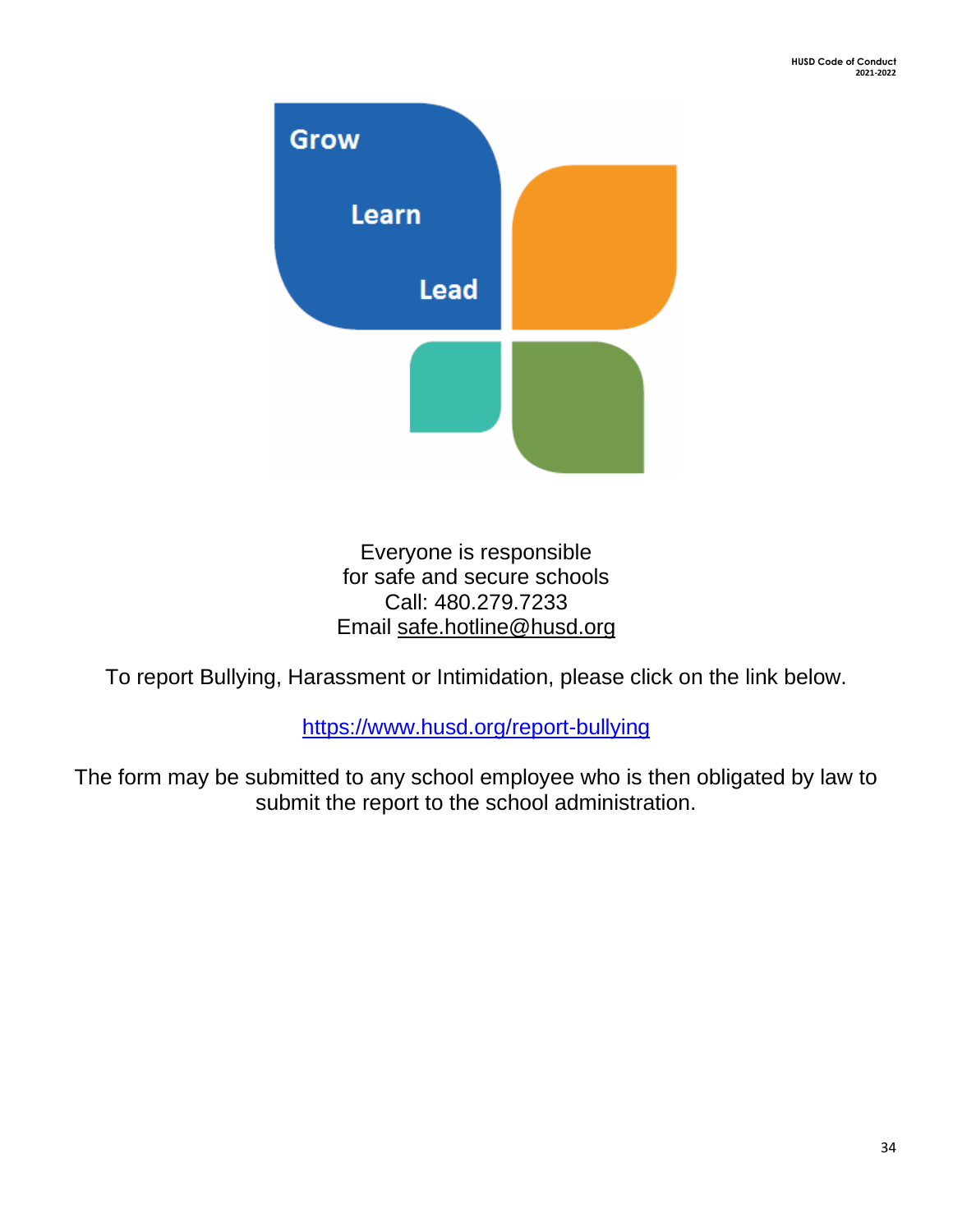Grow

Learn

Lead

Everyone is responsible
for safe and secure schools
Call: 480.279.7233
Email safe.hotline@husd.org

To report Bullying, Harassment or Intimidation, please click on the link below.

https://www.husd.org/report-bullying

The form may be submitted to any school employee who is then obligated by law to submit the report to the school administration.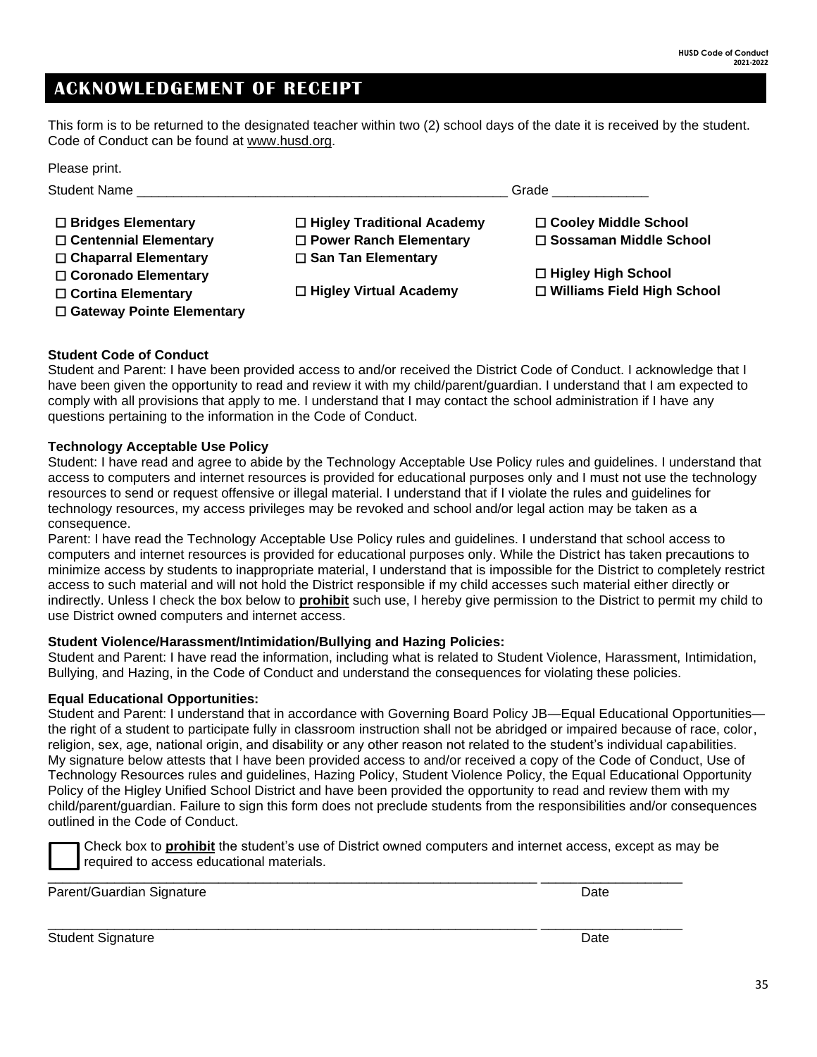# ACKNOWLEDGEMENT OF RECEIPT

This form is to be returned to the designated teacher within two (2) school days of the date it is received by the student. Code of Conduct can be found at www.husd.org.

Please print.

Student Name ___________________________________________________ Grade _____________

- ☐ **Bridges Elementary**
- ☐ **Centennial Elementary**
- ☐ **Chaparral Elementary**
- ☐ **Coronado Elementary**
- ☐ **Cortina Elementary**
- ☐ **Gateway Pointe Elementary**
- ☐ **Higley Traditional Academy**
- ☐ **Power Ranch Elementary**
- ☐ **San Tan Elementary**
- ☐ **Higley Virtual Academy**
- ☐ **Cooley Middle School**
- ☐ **Sossaman Middle School**
- ☐ **Higley High School**
- ☐ **Williams Field High School**

**Student Code of Conduct**
Student and Parent: I have been provided access to and/or received the District Code of Conduct. I acknowledge that I have been given the opportunity to read and review it with my child/parent/guardian. I understand that I am expected to comply with all provisions that apply to me. I understand that I may contact the school administration if I have any questions pertaining to the information in the Code of Conduct.

**Technology Acceptable Use Policy**
Student: I have read and agree to abide by the Technology Acceptable Use Policy rules and guidelines. I understand that access to computers and internet resources is provided for educational purposes only and I must not use the technology resources to send or request offensive or illegal material. I understand that if I violate the rules and guidelines for technology resources, my access privileges may be revoked and school and/or legal action may be taken as a consequence.
Parent: I have read the Technology Acceptable Use Policy rules and guidelines. I understand that school access to computers and internet resources is provided for educational purposes only. While the District has taken precautions to minimize access by students to inappropriate material, I understand that is impossible for the District to completely restrict access to such material and will not hold the District responsible if my child accesses such material either directly or indirectly. Unless I check the box below to **prohibit** such use, I hereby give permission to the District to permit my child to use District owned computers and internet access.

**Student Violence/Harassment/Intimidation/Bullying and Hazing Policies:**
Student and Parent: I have read the information, including what is related to Student Violence, Harassment, Intimidation, Bullying, and Hazing, in the Code of Conduct and understand the consequences for violating these policies.

**Equal Educational Opportunities:**
Student and Parent: I understand that in accordance with Governing Board Policy JB—Equal Educational Opportunities—the right of a student to participate fully in classroom instruction shall not be abridged or impaired because of race, color, religion, sex, age, national origin, and disability or any other reason not related to the student's individual capabilities.
My signature below attests that I have been provided access to and/or received a copy of the Code of Conduct, Use of Technology Resources rules and guidelines, Hazing Policy, Student Violence Policy, the Equal Educational Opportunity Policy of the Higley Unified School District and have been provided the opportunity to read and review them with my child/parent/guardian. Failure to sign this form does not preclude students from the responsibilities and/or consequences outlined in the Code of Conduct.

☐ Check box to **prohibit** the student's use of District owned computers and internet access, except as may be required to access educational materials.

_____________________________________________________________________ ___________________
Parent/Guardian Signature Date

_____________________________________________________________________ ___________________
Student Signature Date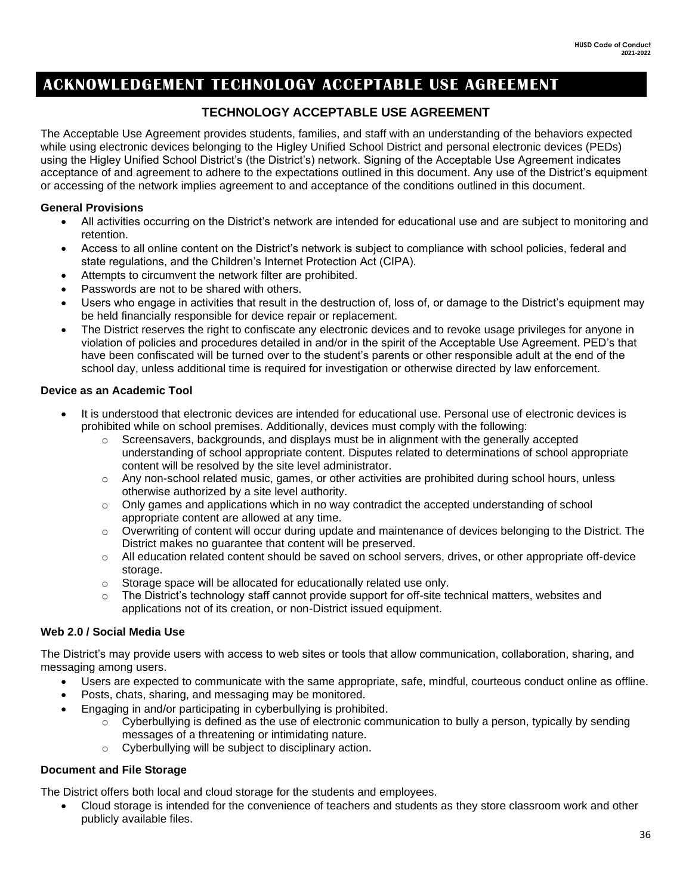# ACKNOWLEDGEMENT TECHNOLOGY ACCEPTABLE USE AGREEMENT

## TECHNOLOGY ACCEPTABLE USE AGREEMENT

The Acceptable Use Agreement provides students, families, and staff with an understanding of the behaviors expected while using electronic devices belonging to the Higley Unified School District and personal electronic devices (PEDs) using the Higley Unified School District's (the District's) network. Signing of the Acceptable Use Agreement indicates acceptance of and agreement to adhere to the expectations outlined in this document. Any use of the District's equipment or accessing of the network implies agreement to and acceptance of the conditions outlined in this document.

**General Provisions**

- All activities occurring on the District's network are intended for educational use and are subject to monitoring and retention.
- Access to all online content on the District's network is subject to compliance with school policies, federal and state regulations, and the Children's Internet Protection Act (CIPA).
- Attempts to circumvent the network filter are prohibited.
- Passwords are not to be shared with others.
- Users who engage in activities that result in the destruction of, loss of, or damage to the District's equipment may be held financially responsible for device repair or replacement.
- The District reserves the right to confiscate any electronic devices and to revoke usage privileges for anyone in violation of policies and procedures detailed in and/or in the spirit of the Acceptable Use Agreement. PED's that have been confiscated will be turned over to the student's parents or other responsible adult at the end of the school day, unless additional time is required for investigation or otherwise directed by law enforcement.

**Device as an Academic Tool**

- It is understood that electronic devices are intended for educational use. Personal use of electronic devices is prohibited while on school premises. Additionally, devices must comply with the following:
  - Screensavers, backgrounds, and displays must be in alignment with the generally accepted understanding of school appropriate content. Disputes related to determinations of school appropriate content will be resolved by the site level administrator.
  - Any non-school related music, games, or other activities are prohibited during school hours, unless otherwise authorized by a site level authority.
  - Only games and applications which in no way contradict the accepted understanding of school appropriate content are allowed at any time.
  - Overwriting of content will occur during update and maintenance of devices belonging to the District. The District makes no guarantee that content will be preserved.
  - All education related content should be saved on school servers, drives, or other appropriate off-device storage.
  - Storage space will be allocated for educationally related use only.
  - The District's technology staff cannot provide support for off-site technical matters, websites and applications not of its creation, or non-District issued equipment.

**Web 2.0 / Social Media Use**

The District's may provide users with access to web sites or tools that allow communication, collaboration, sharing, and messaging among users.

- Users are expected to communicate with the same appropriate, safe, mindful, courteous conduct online as offline.
- Posts, chats, sharing, and messaging may be monitored.
- Engaging in and/or participating in cyberbullying is prohibited.
  - Cyberbullying is defined as the use of electronic communication to bully a person, typically by sending messages of a threatening or intimidating nature.
  - Cyberbullying will be subject to disciplinary action.

**Document and File Storage**

The District offers both local and cloud storage for the students and employees.

- Cloud storage is intended for the convenience of teachers and students as they store classroom work and other publicly available files.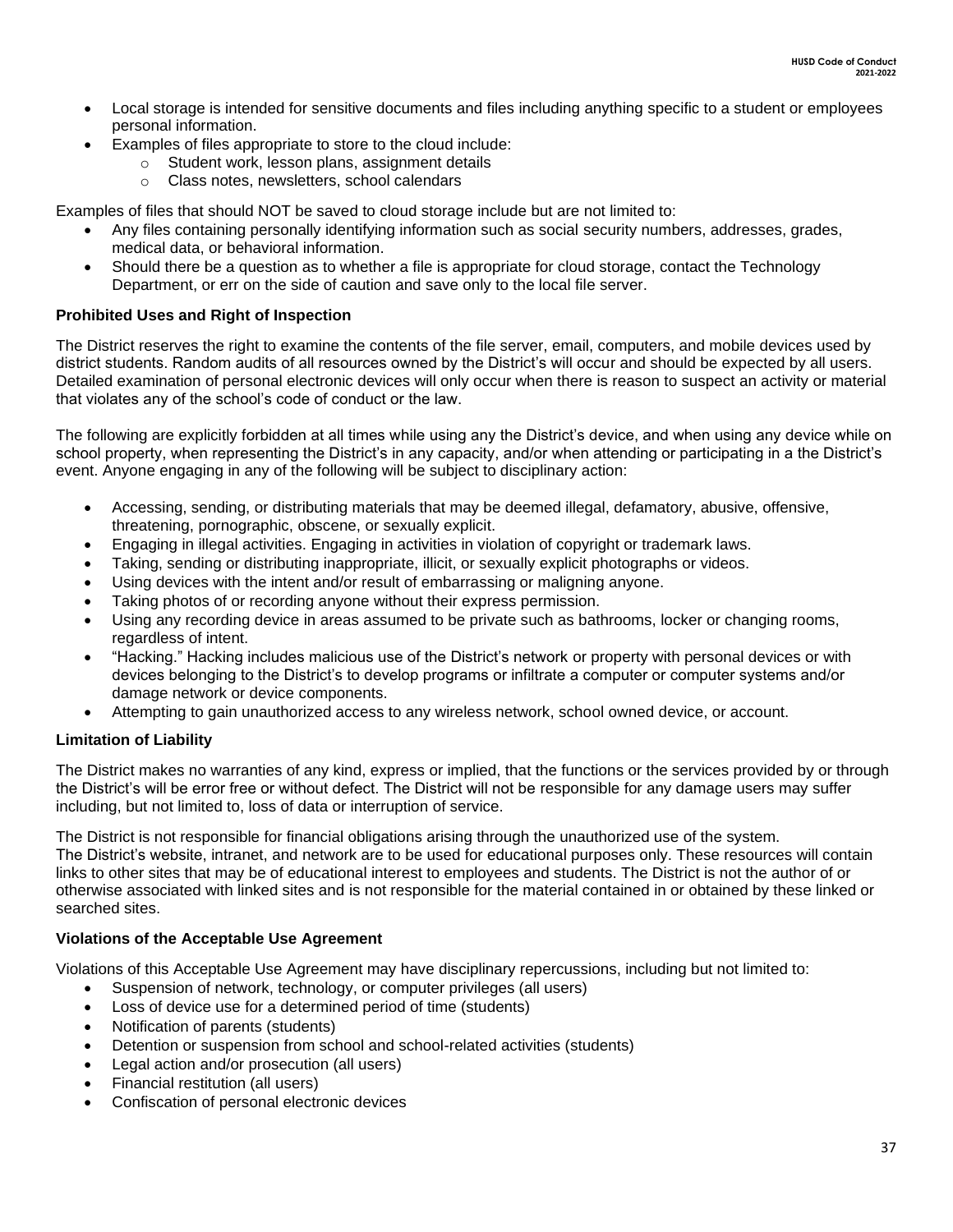- Local storage is intended for sensitive documents and files including anything specific to a student or employees personal information.
- Examples of files appropriate to store to the cloud include:
  - Student work, lesson plans, assignment details
  - Class notes, newsletters, school calendars

Examples of files that should NOT be saved to cloud storage include but are not limited to:

- Any files containing personally identifying information such as social security numbers, addresses, grades, medical data, or behavioral information.
- Should there be a question as to whether a file is appropriate for cloud storage, contact the Technology Department, or err on the side of caution and save only to the local file server.

**Prohibited Uses and Right of Inspection**

The District reserves the right to examine the contents of the file server, email, computers, and mobile devices used by district students. Random audits of all resources owned by the District's will occur and should be expected by all users. Detailed examination of personal electronic devices will only occur when there is reason to suspect an activity or material that violates any of the school's code of conduct or the law.

The following are explicitly forbidden at all times while using any the District's device, and when using any device while on school property, when representing the District's in any capacity, and/or when attending or participating in a the District's event. Anyone engaging in any of the following will be subject to disciplinary action:

- Accessing, sending, or distributing materials that may be deemed illegal, defamatory, abusive, offensive, threatening, pornographic, obscene, or sexually explicit.
- Engaging in illegal activities. Engaging in activities in violation of copyright or trademark laws.
- Taking, sending or distributing inappropriate, illicit, or sexually explicit photographs or videos.
- Using devices with the intent and/or result of embarrassing or maligning anyone.
- Taking photos of or recording anyone without their express permission.
- Using any recording device in areas assumed to be private such as bathrooms, locker or changing rooms, regardless of intent.
- "Hacking." Hacking includes malicious use of the District's network or property with personal devices or with devices belonging to the District's to develop programs or infiltrate a computer or computer systems and/or damage network or device components.
- Attempting to gain unauthorized access to any wireless network, school owned device, or account.

**Limitation of Liability**

The District makes no warranties of any kind, express or implied, that the functions or the services provided by or through the District's will be error free or without defect. The District will not be responsible for any damage users may suffer including, but not limited to, loss of data or interruption of service.

The District is not responsible for financial obligations arising through the unauthorized use of the system.
The District's website, intranet, and network are to be used for educational purposes only. These resources will contain links to other sites that may be of educational interest to employees and students. The District is not the author of or otherwise associated with linked sites and is not responsible for the material contained in or obtained by these linked or searched sites.

**Violations of the Acceptable Use Agreement**

Violations of this Acceptable Use Agreement may have disciplinary repercussions, including but not limited to:

- Suspension of network, technology, or computer privileges (all users)
- Loss of device use for a determined period of time (students)
- Notification of parents (students)
- Detention or suspension from school and school-related activities (students)
- Legal action and/or prosecution (all users)
- Financial restitution (all users)
- Confiscation of personal electronic devices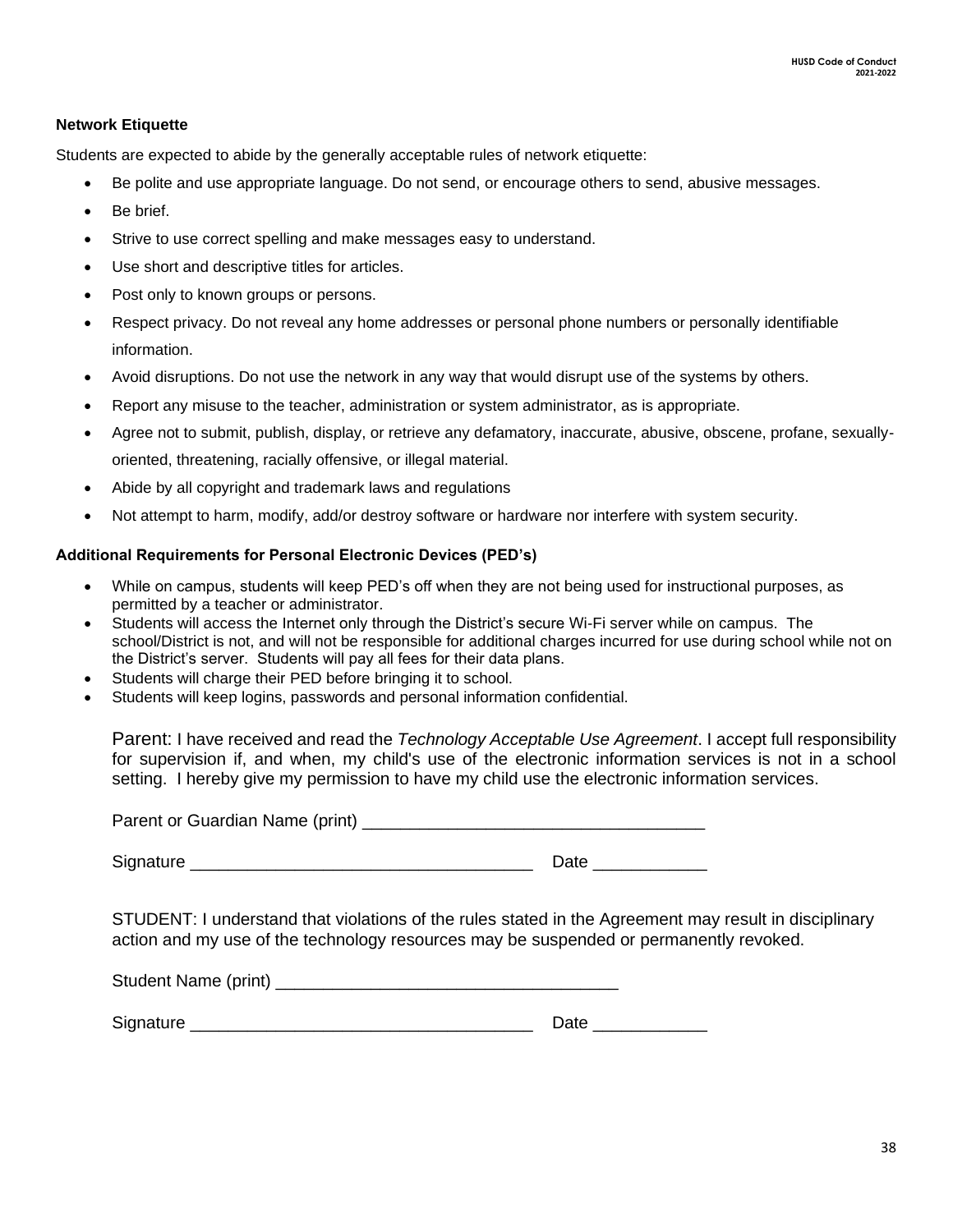**Network Etiquette**

Students are expected to abide by the generally acceptable rules of network etiquette:

- Be polite and use appropriate language. Do not send, or encourage others to send, abusive messages.
- Be brief.
- Strive to use correct spelling and make messages easy to understand.
- Use short and descriptive titles for articles.
- Post only to known groups or persons.
- Respect privacy. Do not reveal any home addresses or personal phone numbers or personally identifiable information.
- Avoid disruptions. Do not use the network in any way that would disrupt use of the systems by others.
- Report any misuse to the teacher, administration or system administrator, as is appropriate.
- Agree not to submit, publish, display, or retrieve any defamatory, inaccurate, abusive, obscene, profane, sexually-oriented, threatening, racially offensive, or illegal material.
- Abide by all copyright and trademark laws and regulations
- Not attempt to harm, modify, add/or destroy software or hardware nor interfere with system security.

**Additional Requirements for Personal Electronic Devices (PED's)**

- While on campus, students will keep PED's off when they are not being used for instructional purposes, as permitted by a teacher or administrator.
- Students will access the Internet only through the District's secure Wi-Fi server while on campus. The school/District is not, and will not be responsible for additional charges incurred for use during school while not on the District's server. Students will pay all fees for their data plans.
- Students will charge their PED before bringing it to school.
- Students will keep logins, passwords and personal information confidential.

Parent: I have received and read the *Technology Acceptable Use Agreement*. I accept full responsibility for supervision if, and when, my child's use of the electronic information services is not in a school setting. I hereby give my permission to have my child use the electronic information services.

Parent or Guardian Name (print) ___________________________________

Signature ___________________________________ Date ____________

STUDENT: I understand that violations of the rules stated in the Agreement may result in disciplinary action and my use of the technology resources may be suspended or permanently revoked.

Student Name (print) ___________________________________

Signature ___________________________________ Date ____________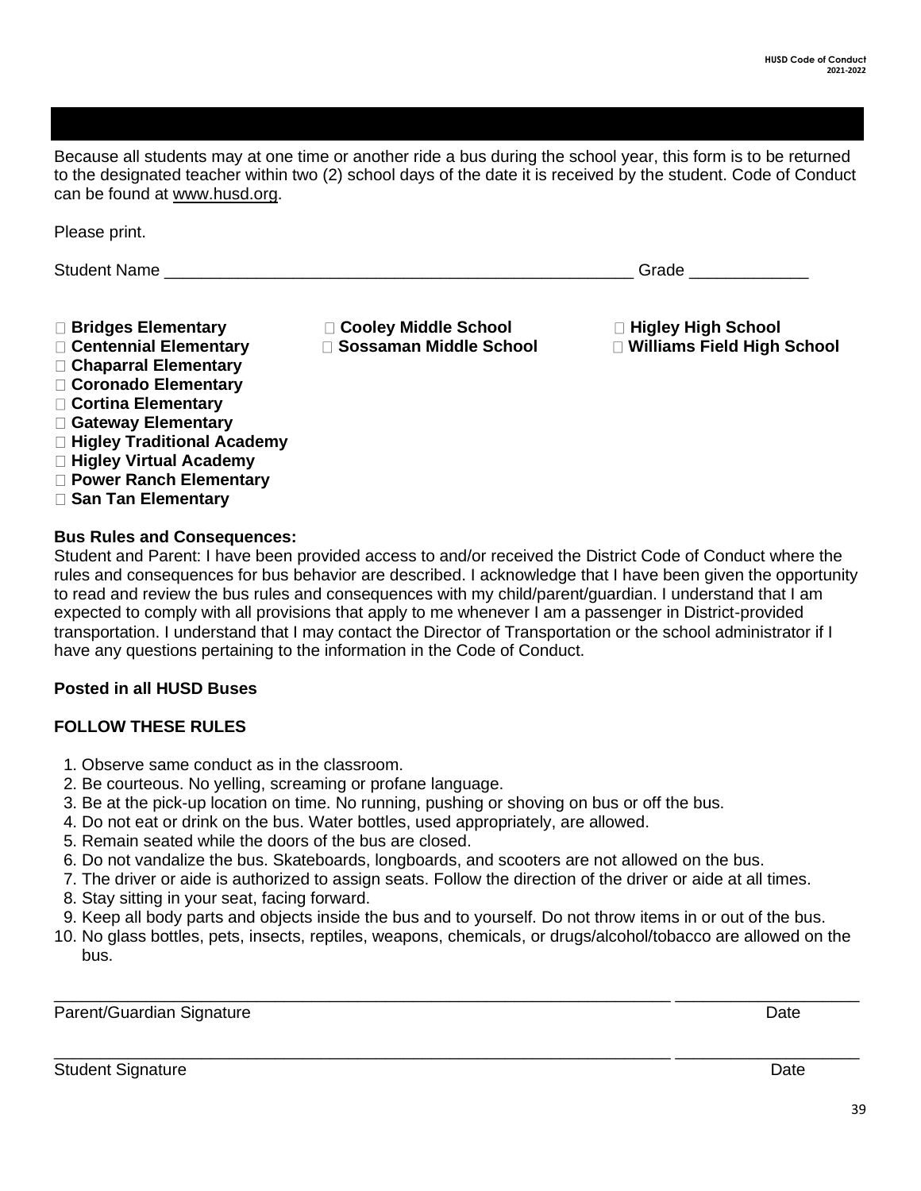Because all students may at one time or another ride a bus during the school year, this form is to be returned to the designated teacher within two (2) school days of the date it is received by the student. Code of Conduct can be found at www.husd.org.

Please print.

Student Name ____________________________________________________ Grade _____________

- ☐ **Bridges Elementary**
- ☐ **Centennial Elementary**
- ☐ **Chaparral Elementary**
- ☐ **Coronado Elementary**
- ☐ **Cortina Elementary**
- ☐ **Gateway Elementary**
- ☐ **Higley Traditional Academy**
- ☐ **Higley Virtual Academy**
- ☐ **Power Ranch Elementary**
- ☐ **San Tan Elementary**
- ☐ **Cooley Middle School**
- ☐ **Sossaman Middle School**
- ☐ **Higley High School**
- ☐ **Williams Field High School**

**Bus Rules and Consequences:**
Student and Parent: I have been provided access to and/or received the District Code of Conduct where the rules and consequences for bus behavior are described. I acknowledge that I have been given the opportunity to read and review the bus rules and consequences with my child/parent/guardian. I understand that I am expected to comply with all provisions that apply to me whenever I am a passenger in District-provided transportation. I understand that I may contact the Director of Transportation or the school administrator if I have any questions pertaining to the information in the Code of Conduct.

**Posted in all HUSD Buses**

**FOLLOW THESE RULES**

1. Observe same conduct as in the classroom.
2. Be courteous. No yelling, screaming or profane language.
3. Be at the pick-up location on time. No running, pushing or shoving on bus or off the bus.
4. Do not eat or drink on the bus. Water bottles, used appropriately, are allowed.
5. Remain seated while the doors of the bus are closed.
6. Do not vandalize the bus. Skateboards, longboards, and scooters are not allowed on the bus.
7. The driver or aide is authorized to assign seats. Follow the direction of the driver or aide at all times.
8. Stay sitting in your seat, facing forward.
9. Keep all body parts and objects inside the bus and to yourself. Do not throw items in or out of the bus.
10. No glass bottles, pets, insects, reptiles, weapons, chemicals, or drugs/alcohol/tobacco are allowed on the bus.

_________________________________________________________________ ____________________
Parent/Guardian Signature Date

_________________________________________________________________ ____________________
Student Signature Date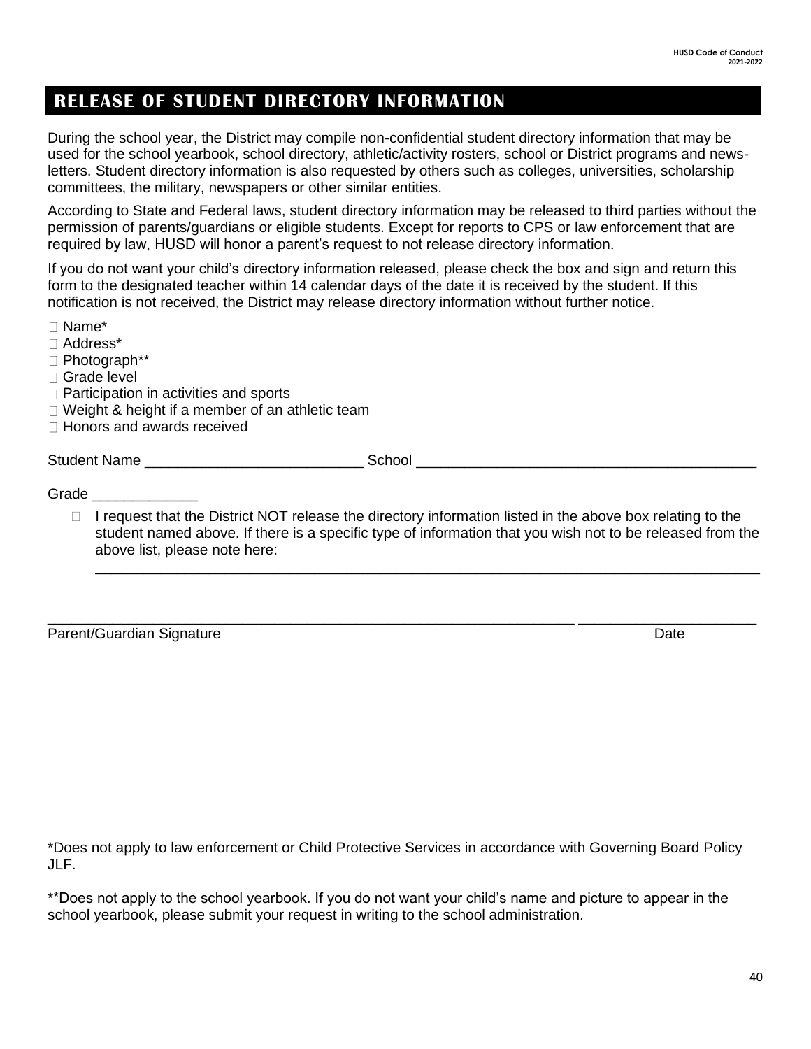## RELEASE OF STUDENT DIRECTORY INFORMATION

During the school year, the District may compile non-confidential student directory information that may be used for the school yearbook, school directory, athletic/activity rosters, school or District programs and newsletters. Student directory information is also requested by others such as colleges, universities, scholarship committees, the military, newspapers or other similar entities.

According to State and Federal laws, student directory information may be released to third parties without the permission of parents/guardians or eligible students. Except for reports to CPS or law enforcement that are required by law, HUSD will honor a parent's request to not release directory information.

If you do not want your child's directory information released, please check the box and sign and return this form to the designated teacher within 14 calendar days of the date it is received by the student. If this notification is not received, the District may release directory information without further notice.

- ☐ Name*
- ☐ Address*
- ☐ Photograph**
- ☐ Grade level
- ☐ Participation in activities and sports
- ☐ Weight & height if a member of an athletic team
- ☐ Honors and awards received

Student Name __________________________ School __________________________________________

Grade ____________

☐ I request that the District NOT release the directory information listed in the above box relating to the student named above. If there is a specific type of information that you wish not to be released from the above list, please note here:
_________________________________________________________________________________

_________________________________________________________________ ____________________
Parent/Guardian Signature Date

*Does not apply to law enforcement or Child Protective Services in accordance with Governing Board Policy JLF.

**Does not apply to the school yearbook. If you do not want your child's name and picture to appear in the school yearbook, please submit your request in writing to the school administration.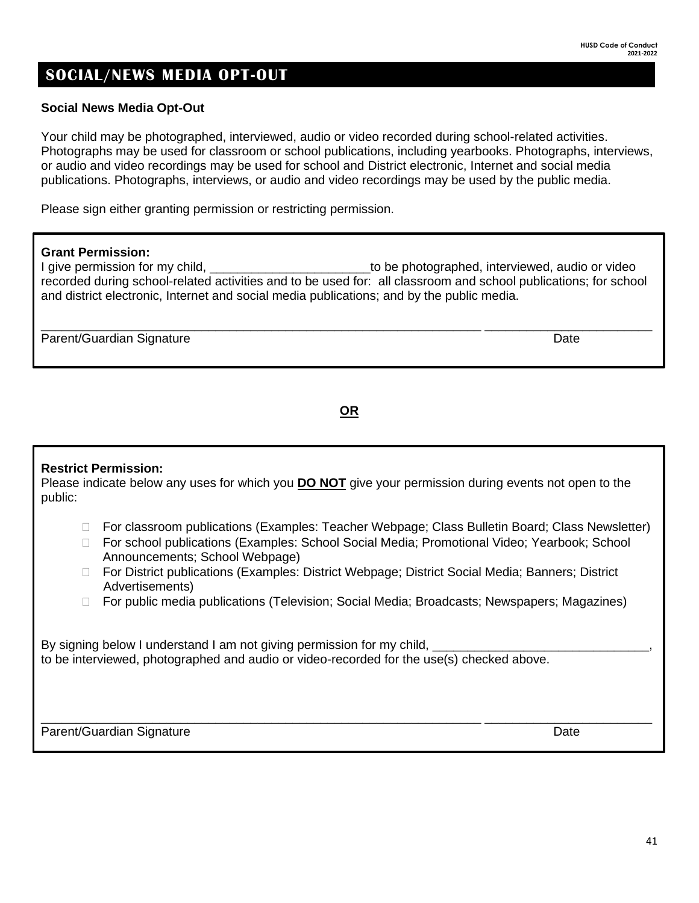## SOCIAL/NEWS MEDIA OPT-OUT

**Social News Media Opt-Out**

Your child may be photographed, interviewed, audio or video recorded during school-related activities. Photographs may be used for classroom or school publications, including yearbooks. Photographs, interviews, or audio and video recordings may be used for school and District electronic, Internet and social media publications. Photographs, interviews, or audio and video recordings may be used by the public media.

Please sign either granting permission or restricting permission.

**Grant Permission:**
I give permission for my child, ______________________to be photographed, interviewed, audio or video recorded during school-related activities and to be used for: all classroom and school publications; for school and district electronic, Internet and social media publications; and by the public media.

_________________________________________________ ________________
Parent/Guardian Signature Date

**OR**

**Restrict Permission:**
Please indicate below any uses for which you **DO NOT** give your permission during events not open to the public:

- ☐ For classroom publications (Examples: Teacher Webpage; Class Bulletin Board; Class Newsletter)
- ☐ For school publications (Examples: School Social Media; Promotional Video; Yearbook; School Announcements; School Webpage)
- ☐ For District publications (Examples: District Webpage; District Social Media; Banners; District Advertisements)
- ☐ For public media publications (Television; Social Media; Broadcasts; Newspapers; Magazines)

By signing below I understand I am not giving permission for my child, ______________________________, to be interviewed, photographed and audio or video-recorded for the use(s) checked above.

_________________________________________________ ________________
Parent/Guardian Signature Date